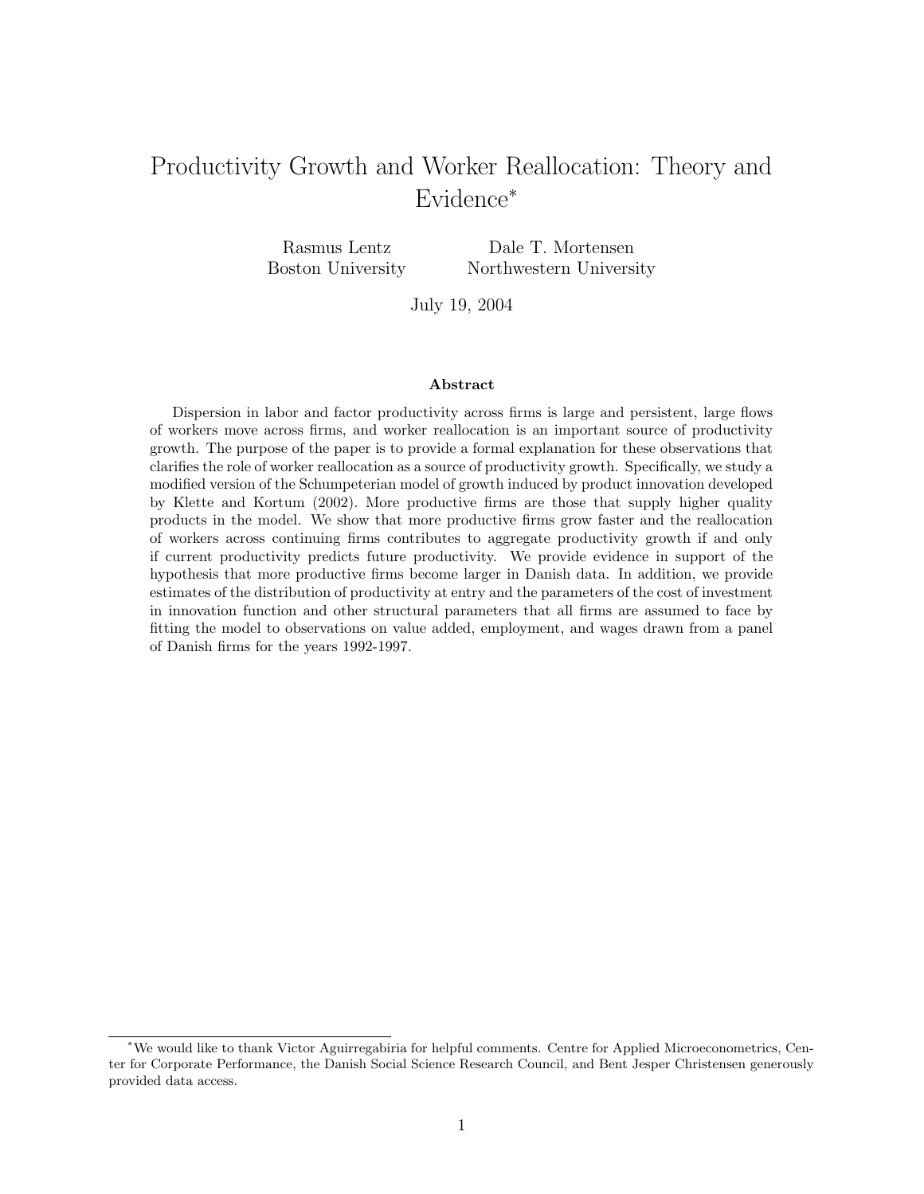# Productivity Growth and Worker Reallocation: Theory and Evidence*

Rasmus Lentz
Boston University

Dale T. Mortensen
Northwestern University

July 19, 2004

### Abstract

Dispersion in labor and factor productivity across firms is large and persistent, large flows of workers move across firms, and worker reallocation is an important source of productivity growth. The purpose of the paper is to provide a formal explanation for these observations that clarifies the role of worker reallocation as a source of productivity growth. Specifically, we study a modified version of the Schumpeterian model of growth induced by product innovation developed by Klette and Kortum (2002). More productive firms are those that supply higher quality products in the model. We show that more productive firms grow faster and the reallocation of workers across continuing firms contributes to aggregate productivity growth if and only if current productivity predicts future productivity. We provide evidence in support of the hypothesis that more productive firms become larger in Danish data. In addition, we provide estimates of the distribution of productivity at entry and the parameters of the cost of investment in innovation function and other structural parameters that all firms are assumed to face by fitting the model to observations on value added, employment, and wages drawn from a panel of Danish firms for the years 1992-1997.

*We would like to thank Victor Aguirregabiria for helpful comments. Centre for Applied Microeconometrics, Center for Corporate Performance, the Danish Social Science Research Council, and Bent Jesper Christensen generously provided data access.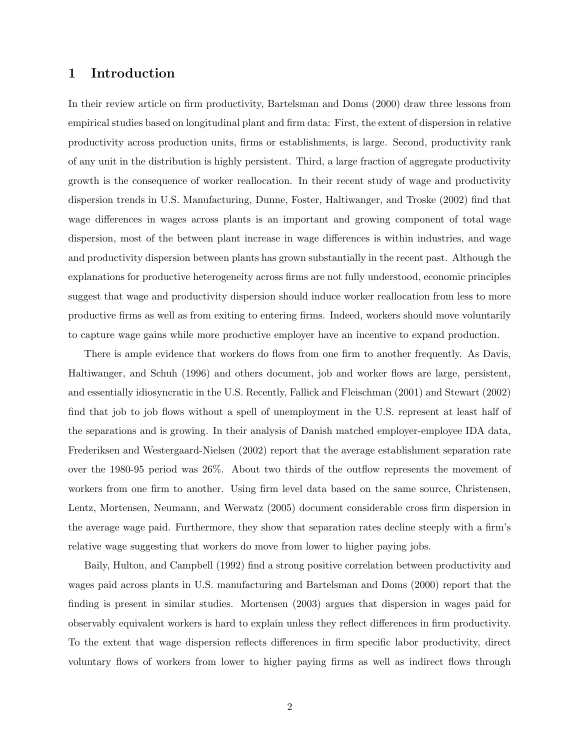# 1 Introduction

In their review article on firm productivity, Bartelsman and Doms (2000) draw three lessons from empirical studies based on longitudinal plant and firm data: First, the extent of dispersion in relative productivity across production units, firms or establishments, is large. Second, productivity rank of any unit in the distribution is highly persistent. Third, a large fraction of aggregate productivity growth is the consequence of worker reallocation. In their recent study of wage and productivity dispersion trends in U.S. Manufacturing, Dunne, Foster, Haltiwanger, and Troske (2002) find that wage differences in wages across plants is an important and growing component of total wage dispersion, most of the between plant increase in wage differences is within industries, and wage and productivity dispersion between plants has grown substantially in the recent past. Although the explanations for productive heterogeneity across firms are not fully understood, economic principles suggest that wage and productivity dispersion should induce worker reallocation from less to more productive firms as well as from exiting to entering firms. Indeed, workers should move voluntarily to capture wage gains while more productive employer have an incentive to expand production.

There is ample evidence that workers do flows from one firm to another frequently. As Davis, Haltiwanger, and Schuh (1996) and others document, job and worker flows are large, persistent, and essentially idiosyncratic in the U.S. Recently, Fallick and Fleischman (2001) and Stewart (2002) find that job to job flows without a spell of unemployment in the U.S. represent at least half of the separations and is growing. In their analysis of Danish matched employer-employee IDA data, Frederiksen and Westergaard-Nielsen (2002) report that the average establishment separation rate over the 1980-95 period was 26%. About two thirds of the outflow represents the movement of workers from one firm to another. Using firm level data based on the same source, Christensen, Lentz, Mortensen, Neumann, and Werwatz (2005) document considerable cross firm dispersion in the average wage paid. Furthermore, they show that separation rates decline steeply with a firm's relative wage suggesting that workers do move from lower to higher paying jobs.

Baily, Hulton, and Campbell (1992) find a strong positive correlation between productivity and wages paid across plants in U.S. manufacturing and Bartelsman and Doms (2000) report that the finding is present in similar studies. Mortensen (2003) argues that dispersion in wages paid for observably equivalent workers is hard to explain unless they reflect differences in firm productivity. To the extent that wage dispersion reflects differences in firm specific labor productivity, direct voluntary flows of workers from lower to higher paying firms as well as indirect flows through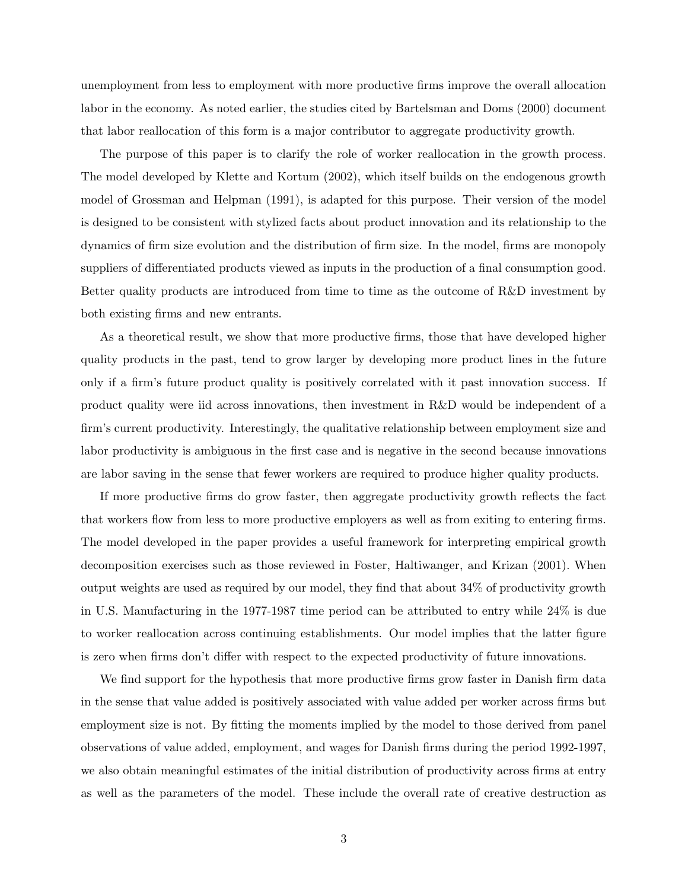unemployment from less to employment with more productive firms improve the overall allocation labor in the economy. As noted earlier, the studies cited by Bartelsman and Doms (2000) document that labor reallocation of this form is a major contributor to aggregate productivity growth.

The purpose of this paper is to clarify the role of worker reallocation in the growth process. The model developed by Klette and Kortum (2002), which itself builds on the endogenous growth model of Grossman and Helpman (1991), is adapted for this purpose. Their version of the model is designed to be consistent with stylized facts about product innovation and its relationship to the dynamics of firm size evolution and the distribution of firm size. In the model, firms are monopoly suppliers of differentiated products viewed as inputs in the production of a final consumption good. Better quality products are introduced from time to time as the outcome of R&D investment by both existing firms and new entrants.

As a theoretical result, we show that more productive firms, those that have developed higher quality products in the past, tend to grow larger by developing more product lines in the future only if a firm's future product quality is positively correlated with it past innovation success. If product quality were iid across innovations, then investment in R&D would be independent of a firm's current productivity. Interestingly, the qualitative relationship between employment size and labor productivity is ambiguous in the first case and is negative in the second because innovations are labor saving in the sense that fewer workers are required to produce higher quality products.

If more productive firms do grow faster, then aggregate productivity growth reflects the fact that workers flow from less to more productive employers as well as from exiting to entering firms. The model developed in the paper provides a useful framework for interpreting empirical growth decomposition exercises such as those reviewed in Foster, Haltiwanger, and Krizan (2001). When output weights are used as required by our model, they find that about 34% of productivity growth in U.S. Manufacturing in the 1977-1987 time period can be attributed to entry while 24% is due to worker reallocation across continuing establishments. Our model implies that the latter figure is zero when firms don't differ with respect to the expected productivity of future innovations.

We find support for the hypothesis that more productive firms grow faster in Danish firm data in the sense that value added is positively associated with value added per worker across firms but employment size is not. By fitting the moments implied by the model to those derived from panel observations of value added, employment, and wages for Danish firms during the period 1992-1997, we also obtain meaningful estimates of the initial distribution of productivity across firms at entry as well as the parameters of the model. These include the overall rate of creative destruction as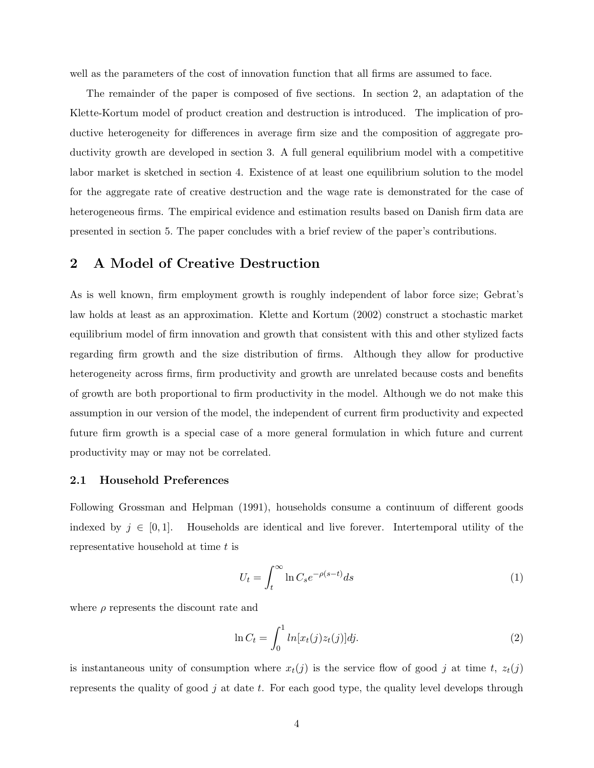well as the parameters of the cost of innovation function that all firms are assumed to face.

The remainder of the paper is composed of five sections. In section 2, an adaptation of the Klette-Kortum model of product creation and destruction is introduced. The implication of productive heterogeneity for differences in average firm size and the composition of aggregate productivity growth are developed in section 3. A full general equilibrium model with a competitive labor market is sketched in section 4. Existence of at least one equilibrium solution to the model for the aggregate rate of creative destruction and the wage rate is demonstrated for the case of heterogeneous firms. The empirical evidence and estimation results based on Danish firm data are presented in section 5. The paper concludes with a brief review of the paper's contributions.

## 2 A Model of Creative Destruction

As is well known, firm employment growth is roughly independent of labor force size; Gebrat's law holds at least as an approximation. Klette and Kortum (2002) construct a stochastic market equilibrium model of firm innovation and growth that consistent with this and other stylized facts regarding firm growth and the size distribution of firms. Although they allow for productive heterogeneity across firms, firm productivity and growth are unrelated because costs and benefits of growth are both proportional to firm productivity in the model. Although we do not make this assumption in our version of the model, the independent of current firm productivity and expected future firm growth is a special case of a more general formulation in which future and current productivity may or may not be correlated.

### 2.1 Household Preferences

Following Grossman and Helpman (1991), households consume a continuum of different goods indexed by $j \in [0,1]$. Households are identical and live forever. Intertemporal utility of the representative household at time $t$ is

$$U_t = \int_t^\infty \ln C_s e^{-\rho(s-t)} ds \tag{1}$$

where $\rho$ represents the discount rate and

$$\ln C_t = \int_0^1 ln[x_t(j) z_t(j)] dj. \tag{2}$$

is instantaneous unity of consumption where $x_t(j)$ is the service flow of good $j$ at time $t$, $z_t(j)$ represents the quality of good $j$ at date $t$. For each good type, the quality level develops through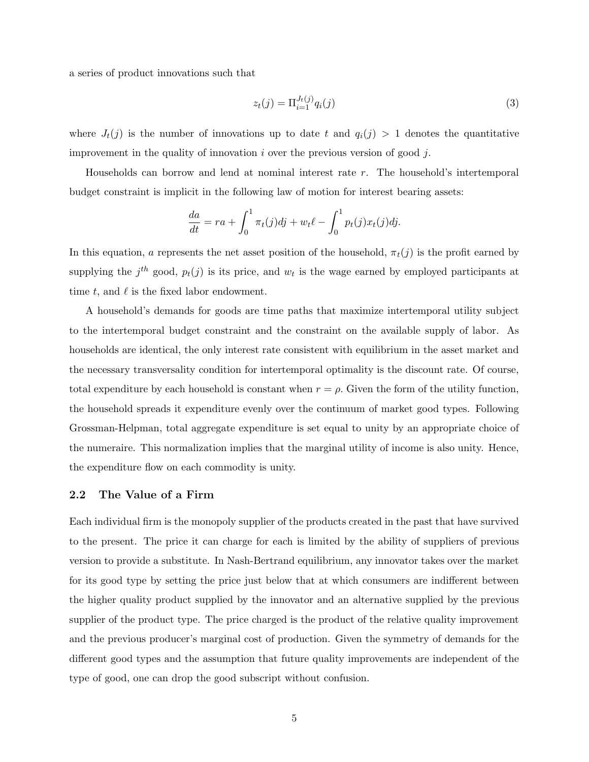a series of product innovations such that

$$z_t(j) = \Pi_{i=1}^{J_t(j)} q_i(j) \tag{3}$$

where $J_t(j)$ is the number of innovations up to date $t$ and $q_i(j) > 1$ denotes the quantitative improvement in the quality of innovation $i$ over the previous version of good $j$.

Households can borrow and lend at nominal interest rate $r$. The household's intertemporal budget constraint is implicit in the following law of motion for interest bearing assets:

$$\frac{da}{dt} = ra + \int_0^1 \pi_t(j)dj + w_t \ell - \int_0^1 p_t(j)x_t(j)dj.$$

In this equation, $a$ represents the net asset position of the household, $\pi_t(j)$ is the profit earned by supplying the $j^{th}$ good, $p_t(j)$ is its price, and $w_t$ is the wage earned by employed participants at time $t$, and $\ell$ is the fixed labor endowment.

A household's demands for goods are time paths that maximize intertemporal utility subject to the intertemporal budget constraint and the constraint on the available supply of labor. As households are identical, the only interest rate consistent with equilibrium in the asset market and the necessary transversality condition for intertemporal optimality is the discount rate. Of course, total expenditure by each household is constant when $r = \rho$. Given the form of the utility function, the household spreads it expenditure evenly over the continuum of market good types. Following Grossman-Helpman, total aggregate expenditure is set equal to unity by an appropriate choice of the numeraire. This normalization implies that the marginal utility of income is also unity. Hence, the expenditure flow on each commodity is unity.

### 2.2 The Value of a Firm

Each individual firm is the monopoly supplier of the products created in the past that have survived to the present. The price it can charge for each is limited by the ability of suppliers of previous version to provide a substitute. In Nash-Bertrand equilibrium, any innovator takes over the market for its good type by setting the price just below that at which consumers are indifferent between the higher quality product supplied by the innovator and an alternative supplied by the previous supplier of the product type. The price charged is the product of the relative quality improvement and the previous producer's marginal cost of production. Given the symmetry of demands for the different good types and the assumption that future quality improvements are independent of the type of good, one can drop the good subscript without confusion.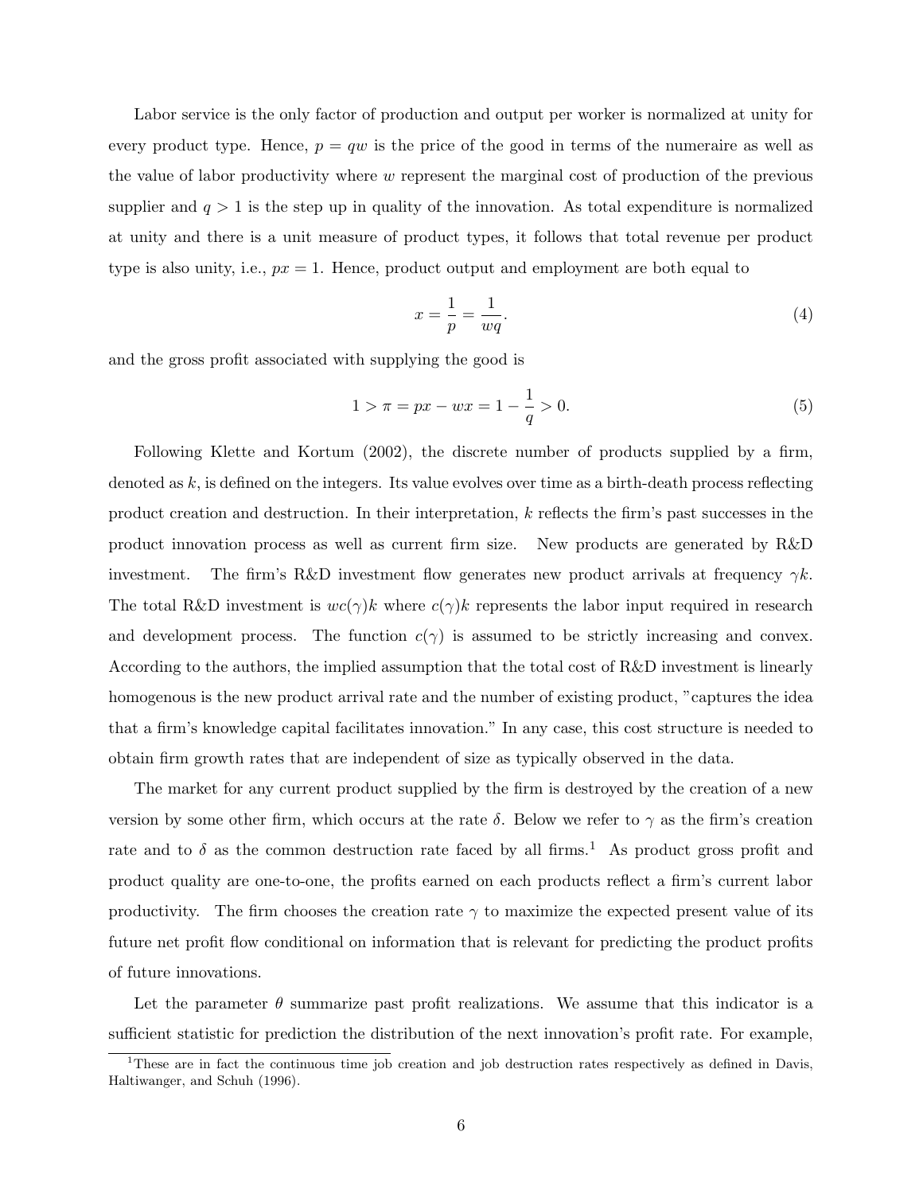Labor service is the only factor of production and output per worker is normalized at unity for every product type. Hence, $p = qw$ is the price of the good in terms of the numeraire as well as the value of labor productivity where $w$ represent the marginal cost of production of the previous supplier and $q > 1$ is the step up in quality of the innovation. As total expenditure is normalized at unity and there is a unit measure of product types, it follows that total revenue per product type is also unity, i.e., $px = 1$. Hence, product output and employment are both equal to

$$x = \frac{1}{p} = \frac{1}{wq}. \tag{4}$$

and the gross profit associated with supplying the good is

$$1 > \pi = px - wx = 1 - \frac{1}{q} > 0. \tag{5}$$

Following Klette and Kortum (2002), the discrete number of products supplied by a firm, denoted as $k$, is defined on the integers. Its value evolves over time as a birth-death process reflecting product creation and destruction. In their interpretation, $k$ reflects the firm's past successes in the product innovation process as well as current firm size. New products are generated by R&D investment. The firm's R&D investment flow generates new product arrivals at frequency $\gamma k$. The total R&D investment is $wc(\gamma)k$ where $c(\gamma)k$ represents the labor input required in research and development process. The function $c(\gamma)$ is assumed to be strictly increasing and convex. According to the authors, the implied assumption that the total cost of R&D investment is linearly homogenous is the new product arrival rate and the number of existing product, "captures the idea that a firm's knowledge capital facilitates innovation." In any case, this cost structure is needed to obtain firm growth rates that are independent of size as typically observed in the data.

The market for any current product supplied by the firm is destroyed by the creation of a new version by some other firm, which occurs at the rate $\delta$. Below we refer to $\gamma$ as the firm's creation rate and to $\delta$ as the common destruction rate faced by all firms.[1] As product gross profit and product quality are one-to-one, the profits earned on each products reflect a firm's current labor productivity. The firm chooses the creation rate $\gamma$ to maximize the expected present value of its future net profit flow conditional on information that is relevant for predicting the product profits of future innovations.

Let the parameter $\theta$ summarize past profit realizations. We assume that this indicator is a sufficient statistic for prediction the distribution of the next innovation's profit rate. For example,

[1] These are in fact the continuous time job creation and job destruction rates respectively as defined in Davis, Haltiwanger, and Schuh (1996).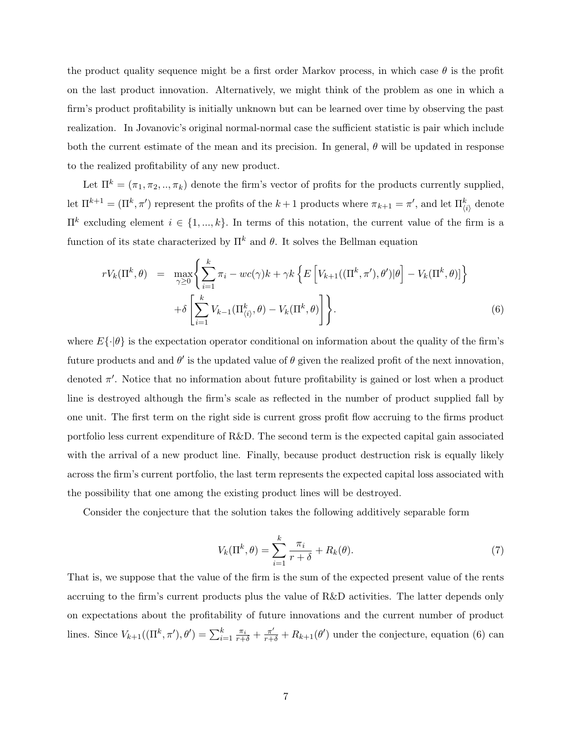the product quality sequence might be a first order Markov process, in which case $\theta$ is the profit on the last product innovation. Alternatively, we might think of the problem as one in which a firm's product profitability is initially unknown but can be learned over time by observing the past realization. In Jovanovic's original normal-normal case the sufficient statistic is pair which include both the current estimate of the mean and its precision. In general, $\theta$ will be updated in response to the realized profitability of any new product.

Let $\Pi^k = (\pi_1, \pi_2, .., \pi_k)$ denote the firm's vector of profits for the products currently supplied, let $\Pi^{k+1} = (\Pi^k, \pi')$ represent the profits of the $k+1$ products where $\pi_{k+1} = \pi'$, and let $\Pi^k_{\langle i \rangle}$ denote $\Pi^k$ excluding element $i \in \{1, ..., k\}$. In terms of this notation, the current value of the firm is a function of its state characterized by $\Pi^k$ and $\theta$. It solves the Bellman equation

$$
\begin{aligned}
rV_k(\Pi^k, \theta) \quad = \quad & \max_{\gamma \geq 0} \left\{ \sum_{i=1}^{k} \pi_i - wc(\gamma)k + \gamma k \left\{ E\left[ V_{k+1}((\Pi^k, \pi'), \theta') | \theta \right] - V_k(\Pi^k, \theta) \right] \right\} \\
& + \delta \left[ \sum_{i=1}^{k} V_{k-1}(\Pi^k_{\langle i \rangle}, \theta) - V_k(\Pi^k, \theta) \right] \Bigg\}. \qquad (6)
\end{aligned}
$$

where $E\{\cdot|\theta\}$ is the expectation operator conditional on information about the quality of the firm's future products and and $\theta'$ is the updated value of $\theta$ given the realized profit of the next innovation, denoted $\pi'$. Notice that no information about future profitability is gained or lost when a product line is destroyed although the firm's scale as reflected in the number of product supplied fall by one unit. The first term on the right side is current gross profit flow accruing to the firms product portfolio less current expenditure of R&D. The second term is the expected capital gain associated with the arrival of a new product line. Finally, because product destruction risk is equally likely across the firm's current portfolio, the last term represents the expected capital loss associated with the possibility that one among the existing product lines will be destroyed.

Consider the conjecture that the solution takes the following additively separable form

$$
V_k(\Pi^k, \theta) = \sum_{i=1}^{k} \frac{\pi_i}{r + \delta} + R_k(\theta). \qquad (7)
$$

That is, we suppose that the value of the firm is the sum of the expected present value of the rents accruing to the firm's current products plus the value of R&D activities. The latter depends only on expectations about the profitability of future innovations and the current number of product lines. Since $V_{k+1}((\Pi^k, \pi'), \theta') = \sum_{i=1}^{k} \frac{\pi_i}{r+\delta} + \frac{\pi'}{r+\delta} + R_{k+1}(\theta')$ under the conjecture, equation (6) can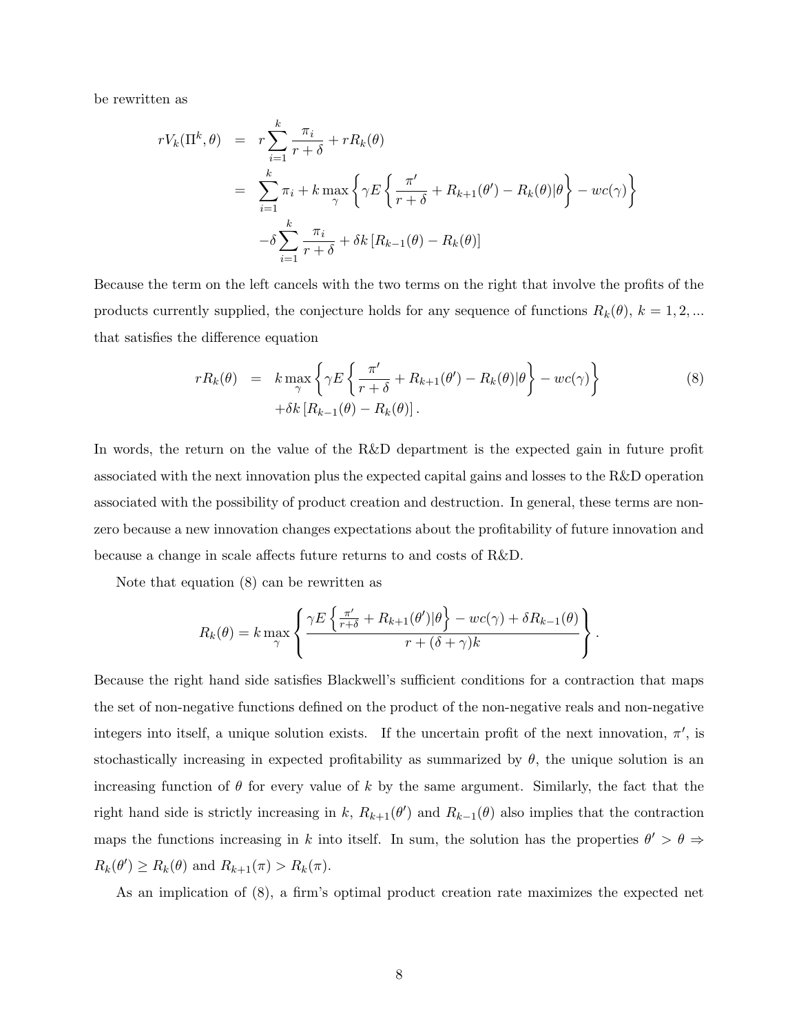be rewritten as

$$
\begin{aligned}
rV_k(\Pi^k, \theta) &= r\sum_{i=1}^{k} \frac{\pi_i}{r+\delta} + rR_k(\theta) \\
&= \sum_{i=1}^{k} \pi_i + k \max_{\gamma} \left\{ \gamma E\left\{ \frac{\pi'}{r+\delta} + R_{k+1}(\theta') - R_k(\theta) | \theta \right\} - wc(\gamma) \right\} \\
&\quad -\delta \sum_{i=1}^{k} \frac{\pi_i}{r+\delta} + \delta k \left[ R_{k-1}(\theta) - R_k(\theta) \right]
\end{aligned}
$$

Because the term on the left cancels with the two terms on the right that involve the profits of the products currently supplied, the conjecture holds for any sequence of functions $R_k(\theta)$, $k = 1, 2, ...$ that satisfies the difference equation

$$
\begin{aligned}
rR_k(\theta) &= k \max_{\gamma} \left\{ \gamma E\left\{ \frac{\pi'}{r+\delta} + R_{k+1}(\theta') - R_k(\theta) | \theta \right\} - wc(\gamma) \right\} \\
&\quad +\delta k \left[ R_{k-1}(\theta) - R_k(\theta) \right].
\end{aligned} \tag{8}
$$

In words, the return on the value of the R&D department is the expected gain in future profit associated with the next innovation plus the expected capital gains and losses to the R&D operation associated with the possibility of product creation and destruction. In general, these terms are non-zero because a new innovation changes expectations about the profitability of future innovation and because a change in scale affects future returns to and costs of R&D.

Note that equation (8) can be rewritten as

$$
R_k(\theta) = k \max_{\gamma} \left\{ \frac{\gamma E\left\{ \frac{\pi'}{r+\delta} + R_{k+1}(\theta') | \theta \right\} - wc(\gamma) + \delta R_{k-1}(\theta)}{r + (\delta + \gamma)k} \right\}.
$$

Because the right hand side satisfies Blackwell's sufficient conditions for a contraction that maps the set of non-negative functions defined on the product of the non-negative reals and non-negative integers into itself, a unique solution exists. If the uncertain profit of the next innovation, $\pi'$, is stochastically increasing in expected profitability as summarized by $\theta$, the unique solution is an increasing function of $\theta$ for every value of $k$ by the same argument. Similarly, the fact that the right hand side is strictly increasing in $k$, $R_{k+1}(\theta')$ and $R_{k-1}(\theta)$ also implies that the contraction maps the functions increasing in $k$ into itself. In sum, the solution has the properties $\theta' > \theta \Rightarrow R_k(\theta') \geq R_k(\theta)$ and $R_{k+1}(\pi) > R_k(\pi)$.

As an implication of (8), a firm's optimal product creation rate maximizes the expected net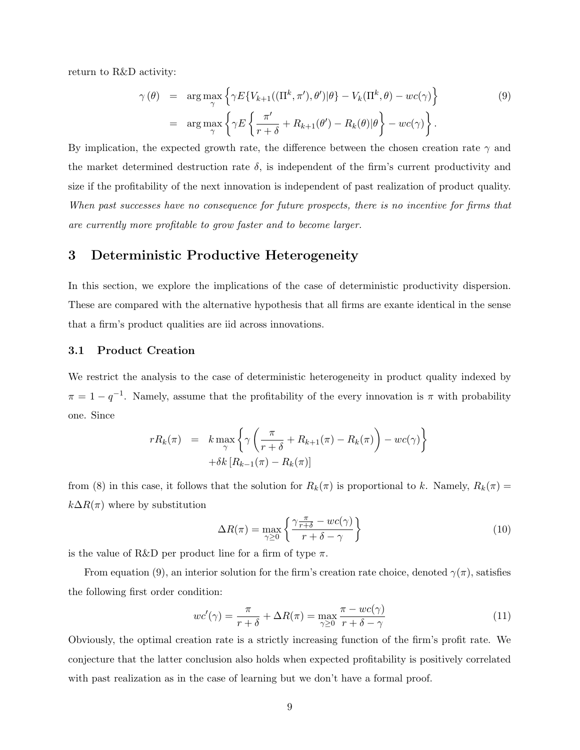return to R&D activity:

$$
\begin{aligned}
\gamma(\theta) &= \arg\max_{\gamma} \left\{ \gamma E\{V_{k+1}((\Pi^k, \pi'), \theta')|\theta\} - V_k(\Pi^k, \theta) - wc(\gamma) \right\} \\
&= \arg\max_{\gamma} \left\{ \gamma E\left\{ \frac{\pi'}{r+\delta} + R_{k+1}(\theta') - R_k(\theta)|\theta \right\} - wc(\gamma) \right\}.
\end{aligned}
\tag{9}
$$

By implication, the expected growth rate, the difference between the chosen creation rate $\gamma$ and the market determined destruction rate $\delta$, is independent of the firm's current productivity and size if the profitability of the next innovation is independent of past realization of product quality. *When past successes have no consequence for future prospects, there is no incentive for firms that are currently more profitable to grow faster and to become larger.*

# 3 Deterministic Productive Heterogeneity

In this section, we explore the implications of the case of deterministic productivity dispersion. These are compared with the alternative hypothesis that all firms are exante identical in the sense that a firm's product qualities are iid across innovations.

## 3.1 Product Creation

We restrict the analysis to the case of deterministic heterogeneity in product quality indexed by $\pi = 1 - q^{-1}$. Namely, assume that the profitability of the every innovation is $\pi$ with probability one. Since

$$
\begin{aligned}
rR_k(\pi) &= k \max_{\gamma} \left\{ \gamma \left( \frac{\pi}{r+\delta} + R_{k+1}(\pi) - R_k(\pi) \right) - wc(\gamma) \right\} \\
&\quad + \delta k \left[ R_{k-1}(\pi) - R_k(\pi) \right]
\end{aligned}
$$

from (8) in this case, it follows that the solution for $R_k(\pi)$ is proportional to $k$. Namely, $R_k(\pi) = k\Delta R(\pi)$ where by substitution

$$
\Delta R(\pi) = \max_{\gamma \geq 0} \left\{ \frac{\gamma \frac{\pi}{r+\delta} - wc(\gamma)}{r + \delta - \gamma} \right\}
\tag{10}
$$

is the value of R&D per product line for a firm of type $\pi$.

From equation (9), an interior solution for the firm's creation rate choice, denoted $\gamma(\pi)$, satisfies the following first order condition:

$$
wc'(\gamma) = \frac{\pi}{r+\delta} + \Delta R(\pi) = \max_{\gamma \geq 0} \frac{\pi - wc(\gamma)}{r + \delta - \gamma}
\tag{11}
$$

Obviously, the optimal creation rate is a strictly increasing function of the firm's profit rate. We conjecture that the latter conclusion also holds when expected profitability is positively correlated with past realization as in the case of learning but we don't have a formal proof.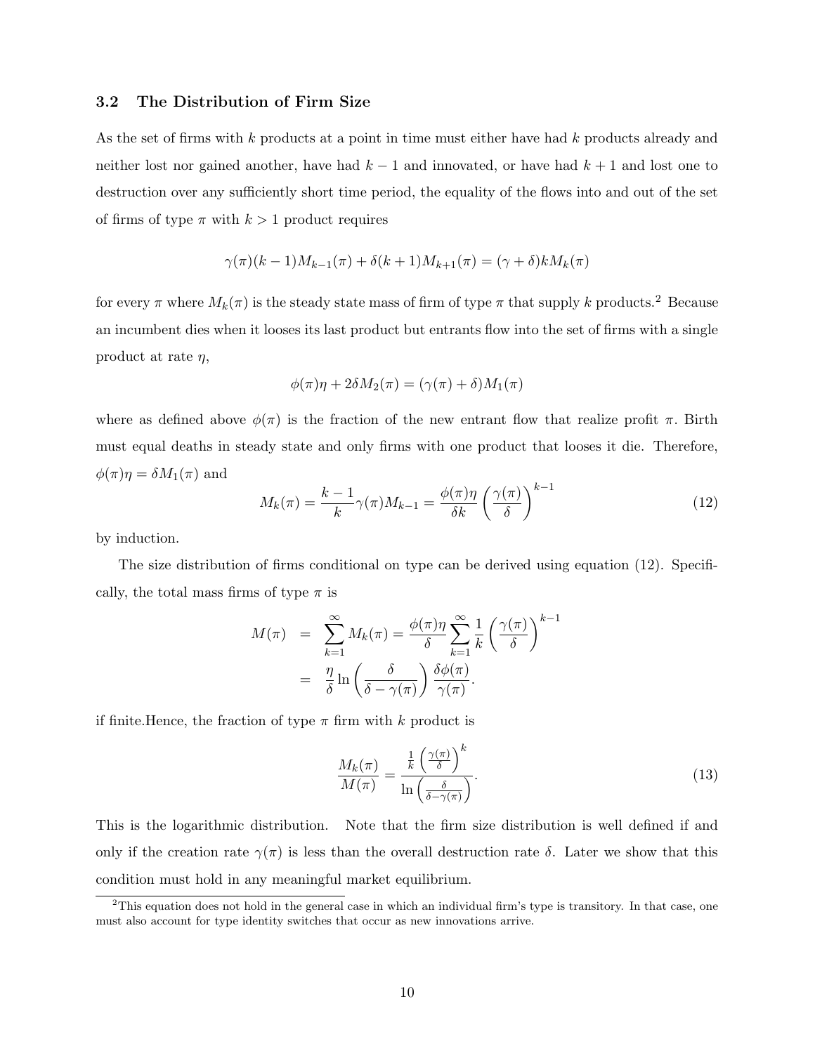### 3.2 The Distribution of Firm Size

As the set of firms with $k$ products at a point in time must either have had $k$ products already and neither lost nor gained another, have had $k-1$ and innovated, or have had $k+1$ and lost one to destruction over any sufficiently short time period, the equality of the flows into and out of the set of firms of type $\pi$ with $k > 1$ product requires

$$\gamma(\pi)(k-1)M_{k-1}(\pi) + \delta(k+1)M_{k+1}(\pi) = (\gamma + \delta)kM_k(\pi)$$

for every $\pi$ where $M_k(\pi)$ is the steady state mass of firm of type $\pi$ that supply $k$ products.[2] Because an incumbent dies when it looses its last product but entrants flow into the set of firms with a single product at rate $\eta$,

$$\phi(\pi)\eta + 2\delta M_2(\pi) = (\gamma(\pi) + \delta)M_1(\pi)$$

where as defined above $\phi(\pi)$ is the fraction of the new entrant flow that realize profit $\pi$. Birth must equal deaths in steady state and only firms with one product that looses it die. Therefore, $\phi(\pi)\eta = \delta M_1(\pi)$ and

$$M_k(\pi) = \frac{k-1}{k}\gamma(\pi)M_{k-1} = \frac{\phi(\pi)\eta}{\delta k}\left(\frac{\gamma(\pi)}{\delta}\right)^{k-1} \tag{12}$$

by induction.

The size distribution of firms conditional on type can be derived using equation (12). Specifically, the total mass firms of type $\pi$ is

$$\begin{aligned} M(\pi) &= \sum_{k=1}^{\infty} M_k(\pi) = \frac{\phi(\pi)\eta}{\delta}\sum_{k=1}^{\infty}\frac{1}{k}\left(\frac{\gamma(\pi)}{\delta}\right)^{k-1} \\ &= \frac{\eta}{\delta}\ln\left(\frac{\delta}{\delta - \gamma(\pi)}\right)\frac{\delta\phi(\pi)}{\gamma(\pi)}. \end{aligned}$$

if finite.Hence, the fraction of type $\pi$ firm with $k$ product is

$$\frac{M_k(\pi)}{M(\pi)} = \frac{\frac{1}{k}\left(\frac{\gamma(\pi)}{\delta}\right)^k}{\ln\left(\frac{\delta}{\delta - \gamma(\pi)}\right)}. \tag{13}$$

This is the logarithmic distribution. Note that the firm size distribution is well defined if and only if the creation rate $\gamma(\pi)$ is less than the overall destruction rate $\delta$. Later we show that this condition must hold in any meaningful market equilibrium.

[2] This equation does not hold in the general case in which an individual firm's type is transitory. In that case, one must also account for type identity switches that occur as new innovations arrive.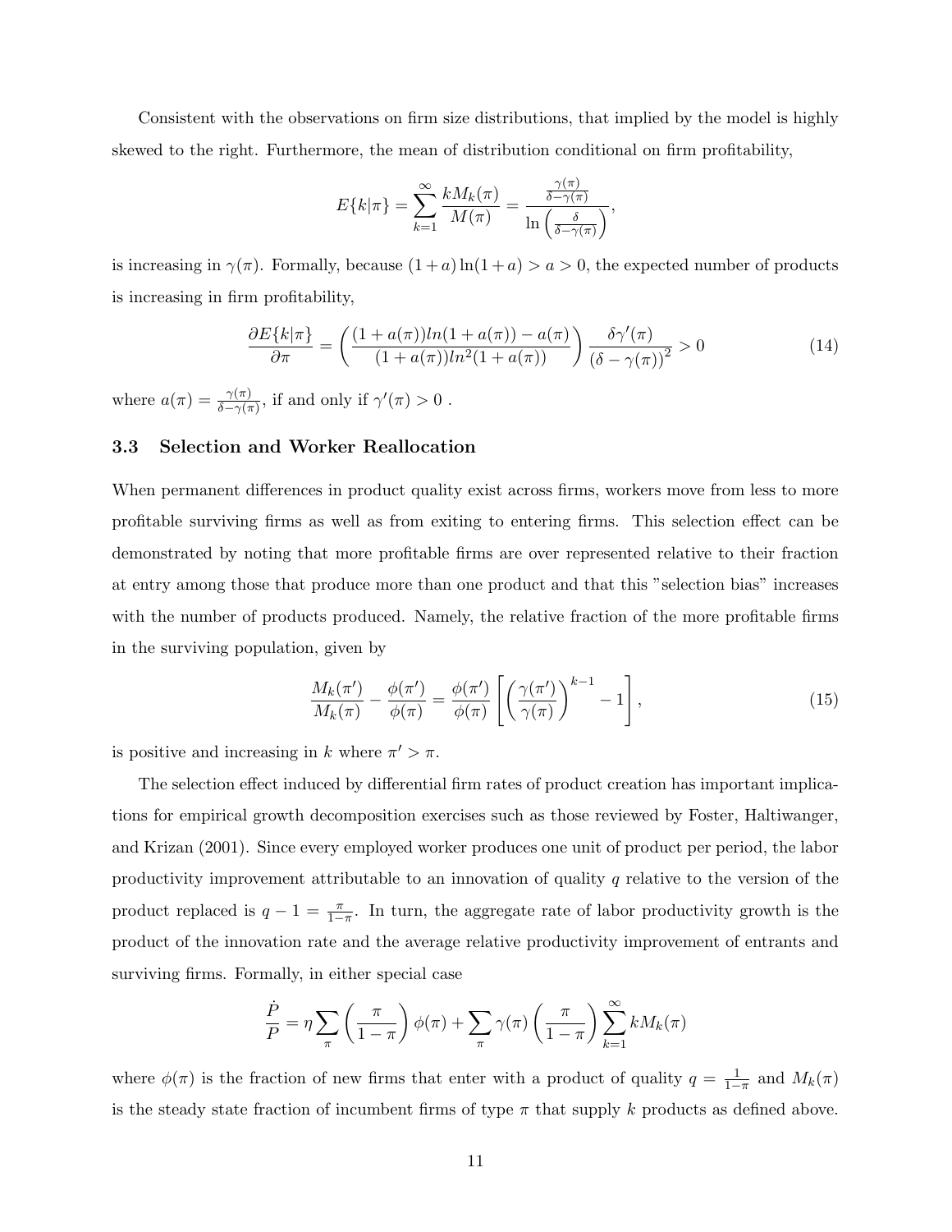Consistent with the observations on firm size distributions, that implied by the model is highly skewed to the right. Furthermore, the mean of distribution conditional on firm profitability,

$$E\{k|\pi\} = \sum_{k=1}^{\infty} \frac{kM_k(\pi)}{M(\pi)} = \frac{\frac{\gamma(\pi)}{\delta-\gamma(\pi)}}{\ln\left(\frac{\delta}{\delta-\gamma(\pi)}\right)},$$

is increasing in $\gamma(\pi)$. Formally, because $(1+a)\ln(1+a) > a > 0$, the expected number of products is increasing in firm profitability,

$$\frac{\partial E\{k|\pi\}}{\partial \pi} = \left(\frac{(1+a(\pi))ln(1+a(\pi)) - a(\pi)}{(1+a(\pi))ln^2(1+a(\pi))}\right)\frac{\delta\gamma'(\pi)}{(\delta-\gamma(\pi))^2} > 0 \tag{14}$$

where $a(\pi) = \frac{\gamma(\pi)}{\delta-\gamma(\pi)}$, if and only if $\gamma'(\pi) > 0$ .

### 3.3 Selection and Worker Reallocation

When permanent differences in product quality exist across firms, workers move from less to more profitable surviving firms as well as from exiting to entering firms. This selection effect can be demonstrated by noting that more profitable firms are over represented relative to their fraction at entry among those that produce more than one product and that this "selection bias" increases with the number of products produced. Namely, the relative fraction of the more profitable firms in the surviving population, given by

$$\frac{M_k(\pi')}{M_k(\pi)} - \frac{\phi(\pi')}{\phi(\pi)} = \frac{\phi(\pi')}{\phi(\pi)}\left[\left(\frac{\gamma(\pi')}{\gamma(\pi)}\right)^{k-1} - 1\right], \tag{15}$$

is positive and increasing in $k$ where $\pi' > \pi$.

The selection effect induced by differential firm rates of product creation has important implications for empirical growth decomposition exercises such as those reviewed by Foster, Haltiwanger, and Krizan (2001). Since every employed worker produces one unit of product per period, the labor productivity improvement attributable to an innovation of quality $q$ relative to the version of the product replaced is $q - 1 = \frac{\pi}{1-\pi}$. In turn, the aggregate rate of labor productivity growth is the product of the innovation rate and the average relative productivity improvement of entrants and surviving firms. Formally, in either special case

$$\frac{\dot{P}}{P} = \eta\sum_{\pi}\left(\frac{\pi}{1-\pi}\right)\phi(\pi) + \sum_{\pi}\gamma(\pi)\left(\frac{\pi}{1-\pi}\right)\sum_{k=1}^{\infty}kM_k(\pi)$$

where $\phi(\pi)$ is the fraction of new firms that enter with a product of quality $q = \frac{1}{1-\pi}$ and $M_k(\pi)$ is the steady state fraction of incumbent firms of type $\pi$ that supply $k$ products as defined above.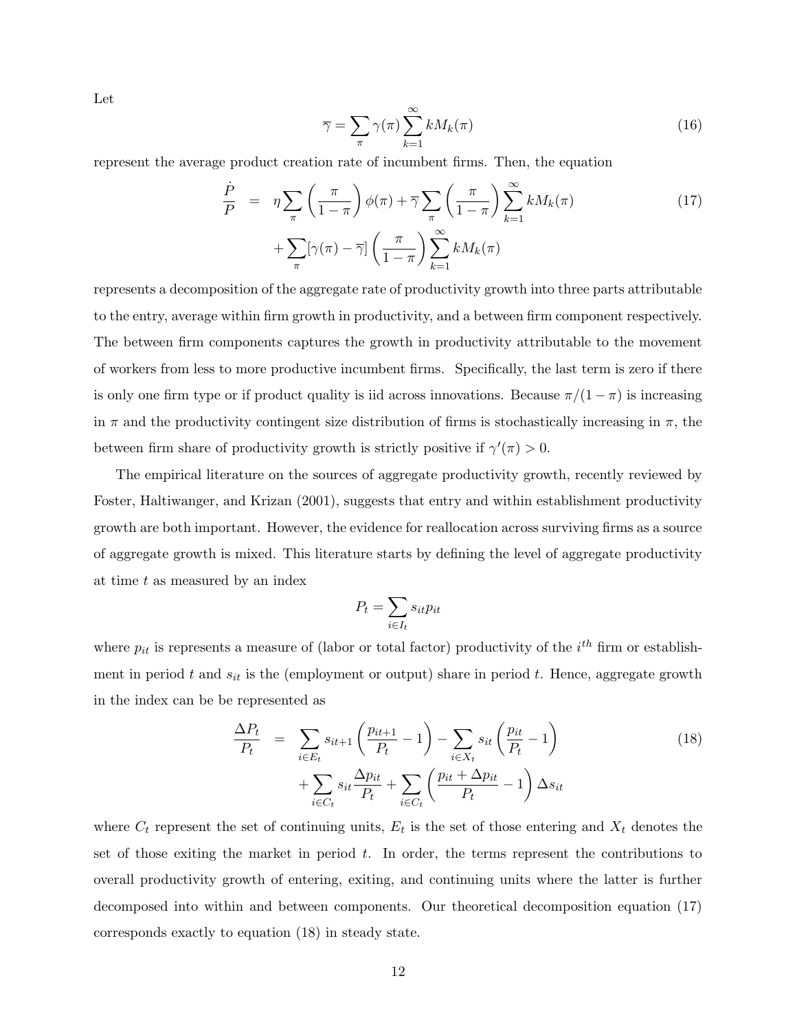Let

$$\overline{\gamma} = \sum_{\pi} \gamma(\pi) \sum_{k=1}^{\infty} k M_k(\pi) \tag{16}$$

represent the average product creation rate of incumbent firms. Then, the equation

$$\begin{aligned} \frac{\dot{P}}{P} &= \eta \sum_{\pi} \left( \frac{\pi}{1-\pi} \right) \phi(\pi) + \overline{\gamma} \sum_{\pi} \left( \frac{\pi}{1-\pi} \right) \sum_{k=1}^{\infty} k M_k(\pi) \\ &\quad + \sum_{\pi} [\gamma(\pi) - \overline{\gamma}] \left( \frac{\pi}{1-\pi} \right) \sum_{k=1}^{\infty} k M_k(\pi) \end{aligned} \tag{17}$$

represents a decomposition of the aggregate rate of productivity growth into three parts attributable to the entry, average within firm growth in productivity, and a between firm component respectively. The between firm components captures the growth in productivity attributable to the movement of workers from less to more productive incumbent firms. Specifically, the last term is zero if there is only one firm type or if product quality is iid across innovations. Because $\pi/(1-\pi)$ is increasing in $\pi$ and the productivity contingent size distribution of firms is stochastically increasing in $\pi$, the between firm share of productivity growth is strictly positive if $\gamma'(\pi) > 0$.

The empirical literature on the sources of aggregate productivity growth, recently reviewed by Foster, Haltiwanger, and Krizan (2001), suggests that entry and within establishment productivity growth are both important. However, the evidence for reallocation across surviving firms as a source of aggregate growth is mixed. This literature starts by defining the level of aggregate productivity at time $t$ as measured by an index

$$P_t = \sum_{i \in I_t} s_{it} p_{it}$$

where $p_{it}$ is represents a measure of (labor or total factor) productivity of the $i^{th}$ firm or establishment in period $t$ and $s_{it}$ is the (employment or output) share in period $t$. Hence, aggregate growth in the index can be be represented as

$$\begin{aligned} \frac{\Delta P_t}{P_t} &= \sum_{i \in E_t} s_{it+1} \left( \frac{p_{it+1}}{P_t} - 1 \right) - \sum_{i \in X_t} s_{it} \left( \frac{p_{it}}{P_t} - 1 \right) \\ &\quad + \sum_{i \in C_t} s_{it} \frac{\Delta p_{it}}{P_t} + \sum_{i \in C_t} \left( \frac{p_{it} + \Delta p_{it}}{P_t} - 1 \right) \Delta s_{it} \end{aligned} \tag{18}$$

where $C_t$ represent the set of continuing units, $E_t$ is the set of those entering and $X_t$ denotes the set of those exiting the market in period $t$. In order, the terms represent the contributions to overall productivity growth of entering, exiting, and continuing units where the latter is further decomposed into within and between components. Our theoretical decomposition equation (17) corresponds exactly to equation (18) in steady state.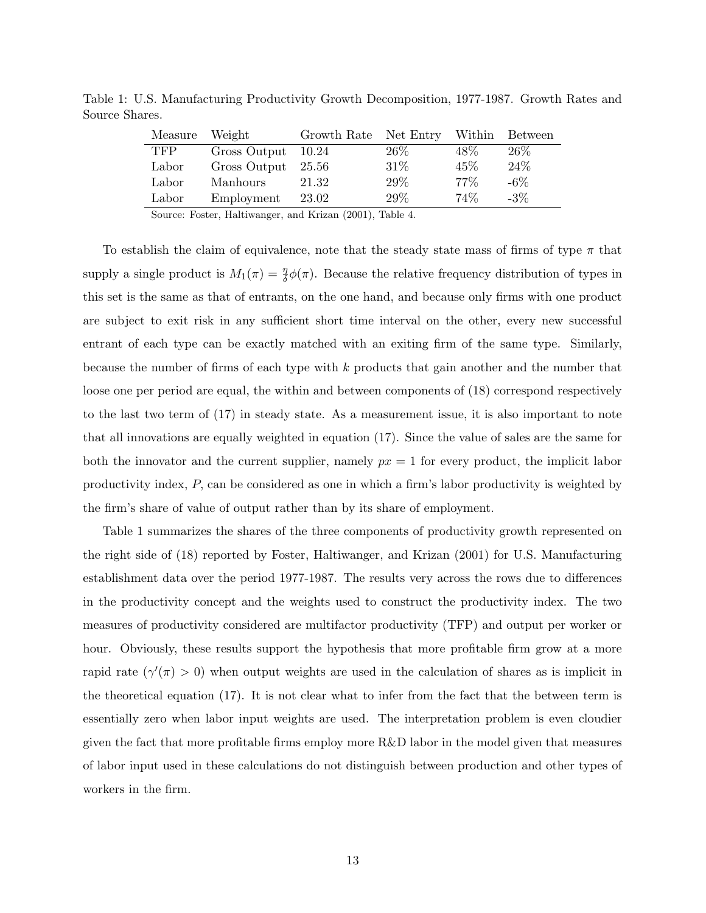Table 1: U.S. Manufacturing Productivity Growth Decomposition, 1977-1987. Growth Rates and Source Shares.

| Measure | Weight | Growth Rate | Net Entry | Within | Between |
|---|---|---|---|---|---|
| TFP | Gross Output | 10.24 | 26% | 48% | 26% |
| Labor | Gross Output | 25.56 | 31% | 45% | 24% |
| Labor | Manhours | 21.32 | 29% | 77% | -6% |
| Labor | Employment | 23.02 | 29% | 74% | -3% |

Source: Foster, Haltiwanger, and Krizan (2001), Table 4.

To establish the claim of equivalence, note that the steady state mass of firms of type $\pi$ that supply a single product is $M_1(\pi) = \frac{\eta}{\delta}\phi(\pi)$. Because the relative frequency distribution of types in this set is the same as that of entrants, on the one hand, and because only firms with one product are subject to exit risk in any sufficient short time interval on the other, every new successful entrant of each type can be exactly matched with an exiting firm of the same type. Similarly, because the number of firms of each type with $k$ products that gain another and the number that loose one per period are equal, the within and between components of (18) correspond respectively to the last two term of (17) in steady state. As a measurement issue, it is also important to note that all innovations are equally weighted in equation (17). Since the value of sales are the same for both the innovator and the current supplier, namely $px = 1$ for every product, the implicit labor productivity index, $P$, can be considered as one in which a firm's labor productivity is weighted by the firm's share of value of output rather than by its share of employment.

Table 1 summarizes the shares of the three components of productivity growth represented on the right side of (18) reported by Foster, Haltiwanger, and Krizan (2001) for U.S. Manufacturing establishment data over the period 1977-1987. The results very across the rows due to differences in the productivity concept and the weights used to construct the productivity index. The two measures of productivity considered are multifactor productivity (TFP) and output per worker or hour. Obviously, these results support the hypothesis that more profitable firm grow at a more rapid rate ($\gamma'(\pi) > 0$) when output weights are used in the calculation of shares as is implicit in the theoretical equation (17). It is not clear what to infer from the fact that the between term is essentially zero when labor input weights are used. The interpretation problem is even cloudier given the fact that more profitable firms employ more R&D labor in the model given that measures of labor input used in these calculations do not distinguish between production and other types of workers in the firm.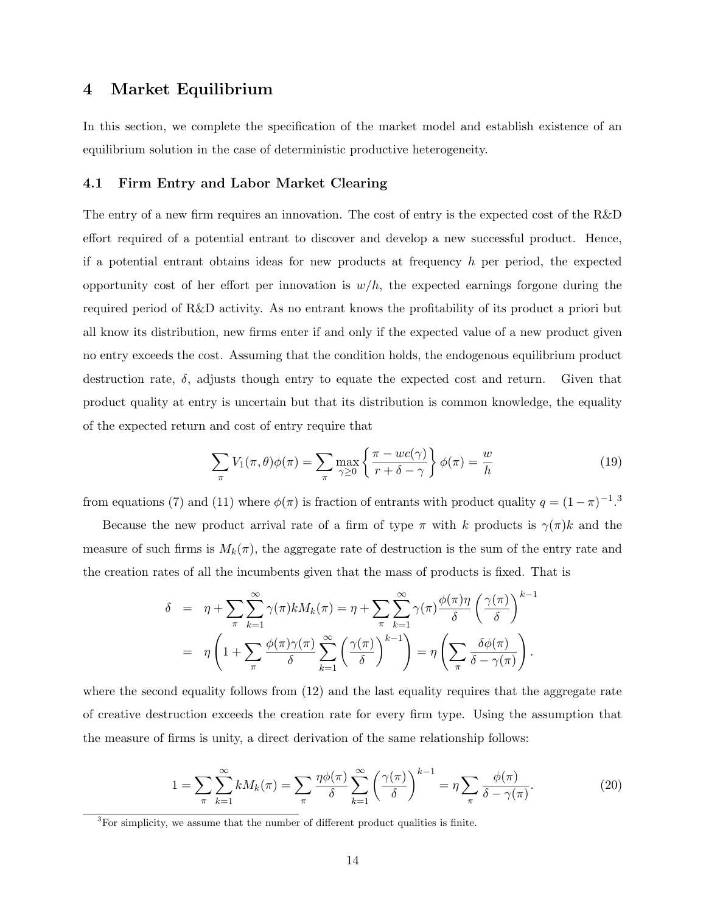## 4 Market Equilibrium

In this section, we complete the specification of the market model and establish existence of an equilibrium solution in the case of deterministic productive heterogeneity.

### 4.1 Firm Entry and Labor Market Clearing

The entry of a new firm requires an innovation. The cost of entry is the expected cost of the R&D effort required of a potential entrant to discover and develop a new successful product. Hence, if a potential entrant obtains ideas for new products at frequency $h$ per period, the expected opportunity cost of her effort per innovation is $w/h$, the expected earnings forgone during the required period of R&D activity. As no entrant knows the profitability of its product a priori but all know its distribution, new firms enter if and only if the expected value of a new product given no entry exceeds the cost. Assuming that the condition holds, the endogenous equilibrium product destruction rate, $\delta$, adjusts though entry to equate the expected cost and return. Given that product quality at entry is uncertain but that its distribution is common knowledge, the equality of the expected return and cost of entry require that

$$\sum_{\pi} V_1(\pi,\theta)\phi(\pi) = \sum_{\pi} \max_{\gamma \geq 0} \left\{ \frac{\pi - wc(\gamma)}{r + \delta - \gamma} \right\} \phi(\pi) = \frac{w}{h} \tag{19}$$

from equations (7) and (11) where $\phi(\pi)$ is fraction of entrants with product quality $q = (1-\pi)^{-1}$.[3]

Because the new product arrival rate of a firm of type $\pi$ with $k$ products is $\gamma(\pi)k$ and the measure of such firms is $M_k(\pi)$, the aggregate rate of destruction is the sum of the entry rate and the creation rates of all the incumbents given that the mass of products is fixed. That is

$$\begin{aligned}
\delta &= \eta + \sum_{\pi} \sum_{k=1}^{\infty} \gamma(\pi) k M_k(\pi) = \eta + \sum_{\pi} \sum_{k=1}^{\infty} \gamma(\pi) \frac{\phi(\pi)\eta}{\delta} \left( \frac{\gamma(\pi)}{\delta} \right)^{k-1} \\
&= \eta \left( 1 + \sum_{\pi} \frac{\phi(\pi)\gamma(\pi)}{\delta} \sum_{k=1}^{\infty} \left( \frac{\gamma(\pi)}{\delta} \right)^{k-1} \right) = \eta \left( \sum_{\pi} \frac{\delta \phi(\pi)}{\delta - \gamma(\pi)} \right).
\end{aligned}$$

where the second equality follows from (12) and the last equality requires that the aggregate rate of creative destruction exceeds the creation rate for every firm type. Using the assumption that the measure of firms is unity, a direct derivation of the same relationship follows:

$$1 = \sum_{\pi} \sum_{k=1}^{\infty} k M_k(\pi) = \sum_{\pi} \frac{\eta \phi(\pi)}{\delta} \sum_{k=1}^{\infty} \left( \frac{\gamma(\pi)}{\delta} \right)^{k-1} = \eta \sum_{\pi} \frac{\phi(\pi)}{\delta - \gamma(\pi)}. \tag{20}$$

[3] For simplicity, we assume that the number of different product qualities is finite.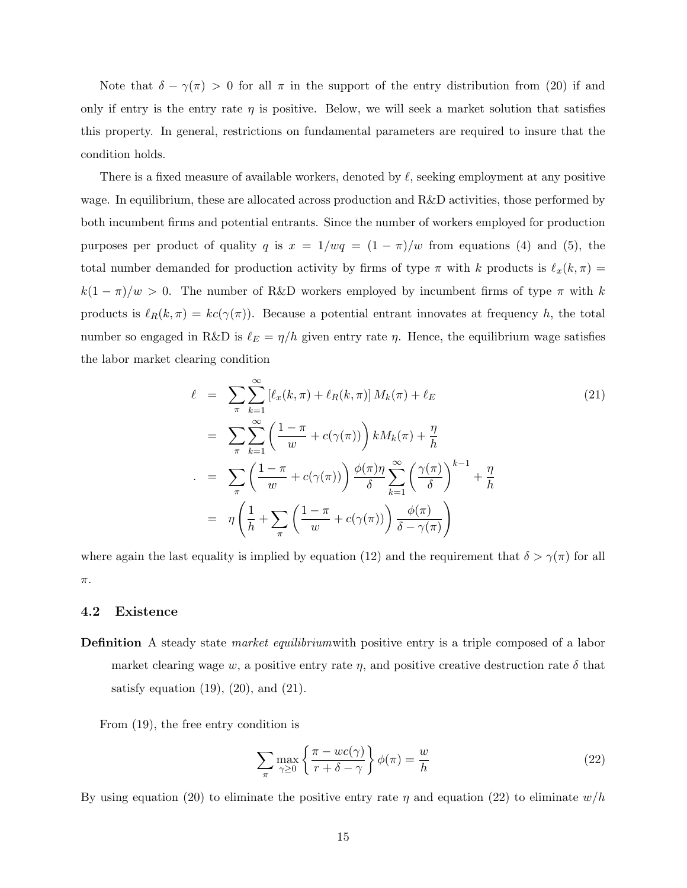Note that $\delta - \gamma(\pi) > 0$ for all $\pi$ in the support of the entry distribution from (20) if and only if entry is the entry rate $\eta$ is positive. Below, we will seek a market solution that satisfies this property. In general, restrictions on fundamental parameters are required to insure that the condition holds.

There is a fixed measure of available workers, denoted by $\ell$, seeking employment at any positive wage. In equilibrium, these are allocated across production and R&D activities, those performed by both incumbent firms and potential entrants. Since the number of workers employed for production purposes per product of quality $q$ is $x = 1/wq = (1-\pi)/w$ from equations (4) and (5), the total number demanded for production activity by firms of type $\pi$ with $k$ products is $\ell_x(k,\pi) = k(1-\pi)/w > 0$. The number of R&D workers employed by incumbent firms of type $\pi$ with $k$ products is $\ell_R(k,\pi) = kc(\gamma(\pi))$. Because a potential entrant innovates at frequency $h$, the total number so engaged in R&D is $\ell_E = \eta/h$ given entry rate $\eta$. Hence, the equilibrium wage satisfies the labor market clearing condition

$$
\begin{aligned}
\ell &= \sum_{\pi}\sum_{k=1}^{\infty}\left[\ell_x(k,\pi) + \ell_R(k,\pi)\right] M_k(\pi) + \ell_E \\
&= \sum_{\pi}\sum_{k=1}^{\infty}\left(\frac{1-\pi}{w} + c(\gamma(\pi))\right) k M_k(\pi) + \frac{\eta}{h} \\
&= \sum_{\pi}\left(\frac{1-\pi}{w} + c(\gamma(\pi))\right)\frac{\phi(\pi)\eta}{\delta}\sum_{k=1}^{\infty}\left(\frac{\gamma(\pi)}{\delta}\right)^{k-1} + \frac{\eta}{h} \\
&= \eta\left(\frac{1}{h} + \sum_{\pi}\left(\frac{1-\pi}{w} + c(\gamma(\pi))\right)\frac{\phi(\pi)}{\delta - \gamma(\pi)}\right)
\end{aligned}
\tag{21}
$$

where again the last equality is implied by equation (12) and the requirement that $\delta > \gamma(\pi)$ for all $\pi$.

### 4.2 Existence

**Definition** A steady state *market equilibrium* with positive entry is a triple composed of a labor market clearing wage $w$, a positive entry rate $\eta$, and positive creative destruction rate $\delta$ that satisfy equation (19), (20), and (21).

From (19), the free entry condition is

$$
\sum_{\pi}\max_{\gamma \geq 0}\left\{\frac{\pi - wc(\gamma)}{r + \delta - \gamma}\right\}\phi(\pi) = \frac{w}{h}
\tag{22}
$$

By using equation (20) to eliminate the positive entry rate $\eta$ and equation (22) to eliminate $w/h$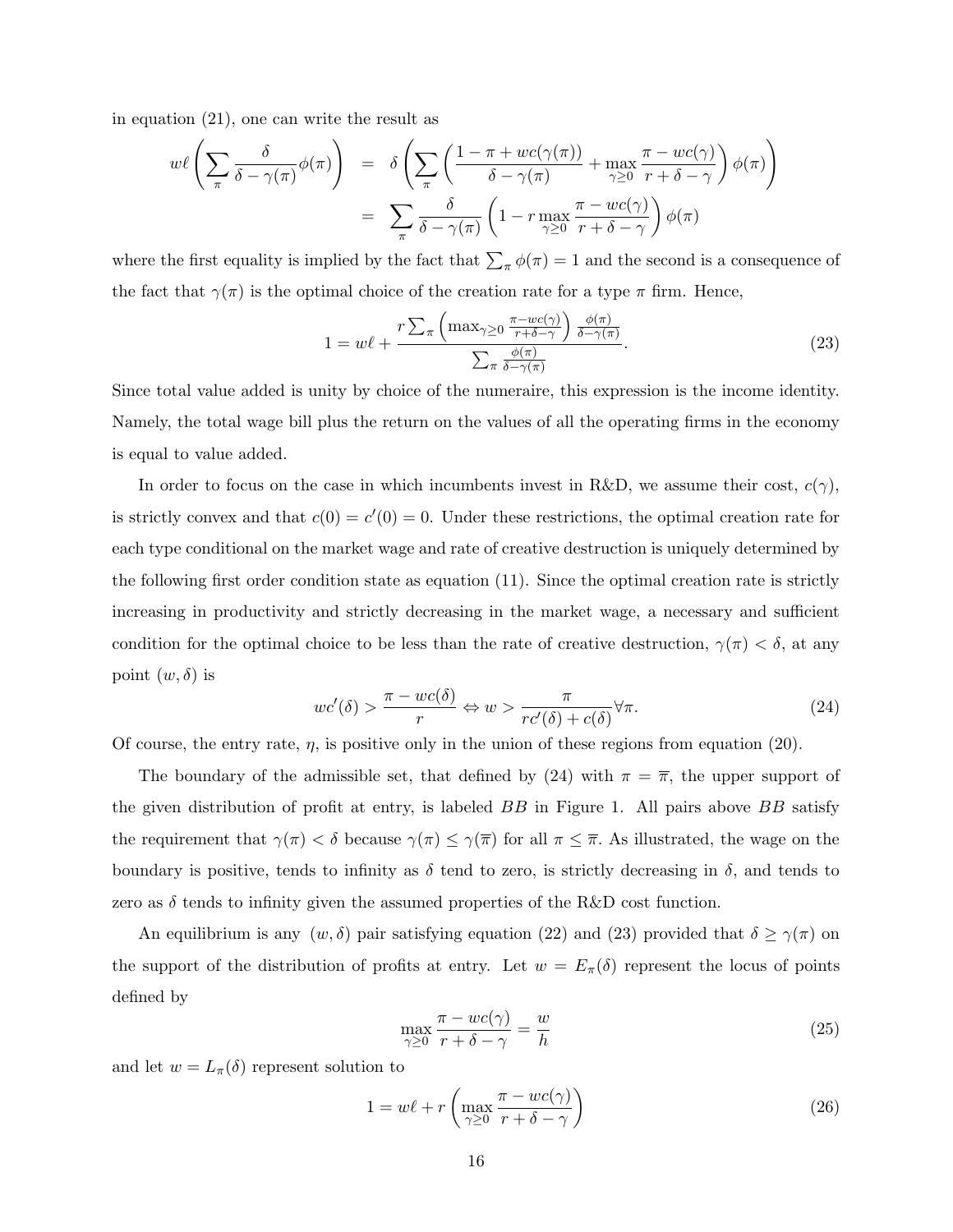in equation (21), one can write the result as

$$
\begin{aligned}
w\ell\left(\sum_{\pi}\frac{\delta}{\delta-\gamma(\pi)}\phi(\pi)\right) &= \delta\left(\sum_{\pi}\left(\frac{1-\pi+wc(\gamma(\pi))}{\delta-\gamma(\pi)}+\max_{\gamma\geq 0}\frac{\pi-wc(\gamma)}{r+\delta-\gamma}\right)\phi(\pi)\right) \\
&= \sum_{\pi}\frac{\delta}{\delta-\gamma(\pi)}\left(1-r\max_{\gamma\geq 0}\frac{\pi-wc(\gamma)}{r+\delta-\gamma}\right)\phi(\pi)
\end{aligned}
$$

where the first equality is implied by the fact that $\sum_{\pi}\phi(\pi)=1$ and the second is a consequence of the fact that $\gamma(\pi)$ is the optimal choice of the creation rate for a type $\pi$ firm. Hence,

$$
1 = w\ell + \frac{r\sum_{\pi}\left(\max_{\gamma\geq 0}\frac{\pi-wc(\gamma)}{r+\delta-\gamma}\right)\frac{\phi(\pi)}{\delta-\gamma(\pi)}}{\sum_{\pi}\frac{\phi(\pi)}{\delta-\gamma(\pi)}}. \tag{23}
$$

Since total value added is unity by choice of the numeraire, this expression is the income identity. Namely, the total wage bill plus the return on the values of all the operating firms in the economy is equal to value added.

In order to focus on the case in which incumbents invest in R&D, we assume their cost, $c(\gamma)$, is strictly convex and that $c(0)=c'(0)=0$. Under these restrictions, the optimal creation rate for each type conditional on the market wage and rate of creative destruction is uniquely determined by the following first order condition state as equation (11). Since the optimal creation rate is strictly increasing in productivity and strictly decreasing in the market wage, a necessary and sufficient condition for the optimal choice to be less than the rate of creative destruction, $\gamma(\pi)<\delta$, at any point $(w,\delta)$ is

$$
wc'(\delta) > \frac{\pi - wc(\delta)}{r} \Leftrightarrow w > \frac{\pi}{rc'(\delta)+c(\delta)}\forall\pi. \tag{24}
$$

Of course, the entry rate, $\eta$, is positive only in the union of these regions from equation (20).

The boundary of the admissible set, that defined by (24) with $\pi=\overline{\pi}$, the upper support of the given distribution of profit at entry, is labeled $BB$ in Figure 1. All pairs above $BB$ satisfy the requirement that $\gamma(\pi)<\delta$ because $\gamma(\pi)\leq\gamma(\overline{\pi})$ for all $\pi\leq\overline{\pi}$. As illustrated, the wage on the boundary is positive, tends to infinity as $\delta$ tend to zero, is strictly decreasing in $\delta$, and tends to zero as $\delta$ tends to infinity given the assumed properties of the R&D cost function.

An equilibrium is any $(w,\delta)$ pair satisfying equation (22) and (23) provided that $\delta\geq\gamma(\pi)$ on the support of the distribution of profits at entry. Let $w=E_{\pi}(\delta)$ represent the locus of points defined by

$$
\max_{\gamma\geq 0}\frac{\pi-wc(\gamma)}{r+\delta-\gamma} = \frac{w}{h} \tag{25}
$$

and let $w=L_{\pi}(\delta)$ represent solution to

$$
1 = w\ell + r\left(\max_{\gamma\geq 0}\frac{\pi-wc(\gamma)}{r+\delta-\gamma}\right) \tag{26}
$$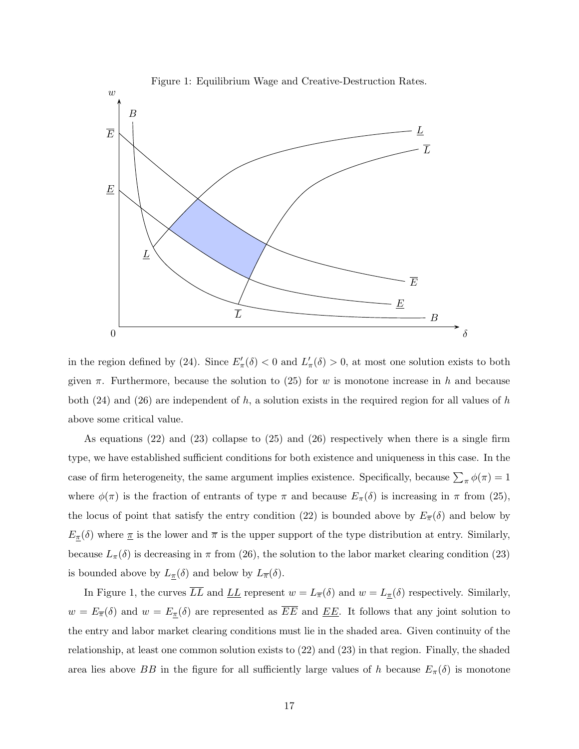Figure 1: Equilibrium Wage and Creative-Destruction Rates.

in the region defined by (24). Since $E'_\pi(\delta) < 0$ and $L'_\pi(\delta) > 0$, at most one solution exists to both given $\pi$. Furthermore, because the solution to (25) for $w$ is monotone increase in $h$ and because both (24) and (26) are independent of $h$, a solution exists in the required region for all values of $h$ above some critical value.

As equations (22) and (23) collapse to (25) and (26) respectively when there is a single firm type, we have established sufficient conditions for both existence and uniqueness in this case. In the case of firm heterogeneity, the same argument implies existence. Specifically, because $\sum_\pi \phi(\pi) = 1$ where $\phi(\pi)$ is the fraction of entrants of type $\pi$ and because $E_\pi(\delta)$ is increasing in $\pi$ from (25), the locus of point that satisfy the entry condition (22) is bounded above by $E_{\overline{\pi}}(\delta)$ and below by $E_{\underline{\pi}}(\delta)$ where $\underline{\pi}$ is the lower and $\overline{\pi}$ is the upper support of the type distribution at entry. Similarly, because $L_\pi(\delta)$ is decreasing in $\pi$ from (26), the solution to the labor market clearing condition (23) is bounded above by $L_{\underline{\pi}}(\delta)$ and below by $L_{\overline{\pi}}(\delta)$.

In Figure 1, the curves $\overline{LL}$ and $\underline{LL}$ represent $w = L_{\overline{\pi}}(\delta)$ and $w = L_{\underline{\pi}}(\delta)$ respectively. Similarly, $w = E_{\overline{\pi}}(\delta)$ and $w = E_{\underline{\pi}}(\delta)$ are represented as $\overline{EE}$ and $\underline{EE}$. It follows that any joint solution to the entry and labor market clearing conditions must lie in the shaded area. Given continuity of the relationship, at least one common solution exists to (22) and (23) in that region. Finally, the shaded area lies above $BB$ in the figure for all sufficiently large values of $h$ because $E_\pi(\delta)$ is monotone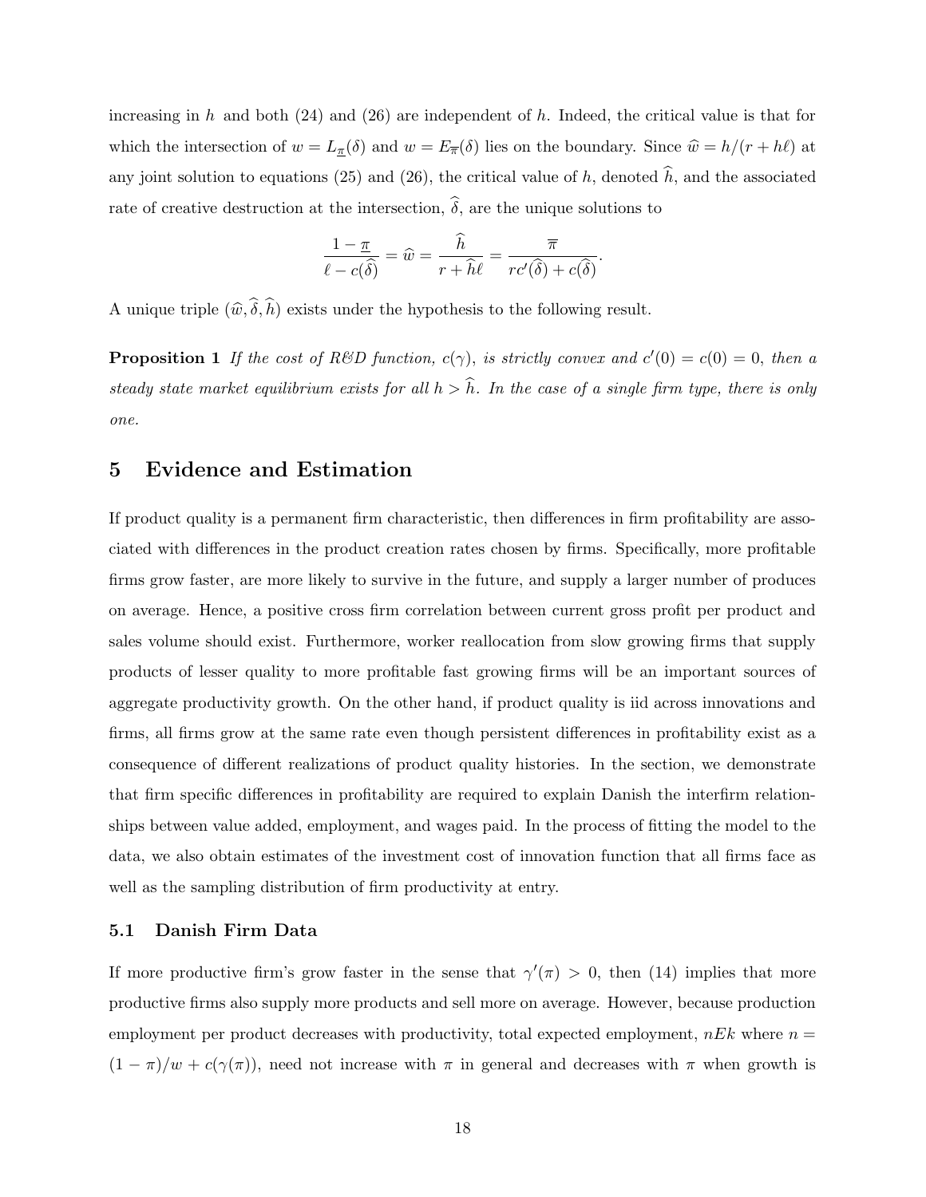increasing in $h$ and both (24) and (26) are independent of $h$. Indeed, the critical value is that for which the intersection of $w = L_{\underline{\pi}}(\delta)$ and $w = E_{\overline{\pi}}(\delta)$ lies on the boundary. Since $\widehat{w} = h/(r + h\ell)$ at any joint solution to equations (25) and (26), the critical value of $h$, denoted $\widehat{h}$, and the associated rate of creative destruction at the intersection, $\widehat{\delta}$, are the unique solutions to

$$\frac{1-\underline{\pi}}{\ell - c(\widehat{\delta})} = \widehat{w} = \frac{\widehat{h}}{r + \widehat{h}\ell} = \frac{\overline{\pi}}{rc'(\widehat{\delta}) + c(\widehat{\delta})}.$$

A unique triple $(\widehat{w}, \widehat{\delta}, \widehat{h})$ exists under the hypothesis to the following result.

**Proposition 1** *If the cost of R&D function, $c(\gamma)$, is strictly convex and $c'(0) = c(0) = 0$, then a steady state market equilibrium exists for all $h > \widehat{h}$. In the case of a single firm type, there is only one.*

## 5 Evidence and Estimation

If product quality is a permanent firm characteristic, then differences in firm profitability are associated with differences in the product creation rates chosen by firms. Specifically, more profitable firms grow faster, are more likely to survive in the future, and supply a larger number of produces on average. Hence, a positive cross firm correlation between current gross profit per product and sales volume should exist. Furthermore, worker reallocation from slow growing firms that supply products of lesser quality to more profitable fast growing firms will be an important sources of aggregate productivity growth. On the other hand, if product quality is iid across innovations and firms, all firms grow at the same rate even though persistent differences in profitability exist as a consequence of different realizations of product quality histories. In the section, we demonstrate that firm specific differences in profitability are required to explain Danish the interfirm relationships between value added, employment, and wages paid. In the process of fitting the model to the data, we also obtain estimates of the investment cost of innovation function that all firms face as well as the sampling distribution of firm productivity at entry.

### 5.1 Danish Firm Data

If more productive firm's grow faster in the sense that $\gamma'(\pi) > 0$, then (14) implies that more productive firms also supply more products and sell more on average. However, because production employment per product decreases with productivity, total expected employment, $nEk$ where $n = (1-\pi)/w + c(\gamma(\pi))$, need not increase with $\pi$ in general and decreases with $\pi$ when growth is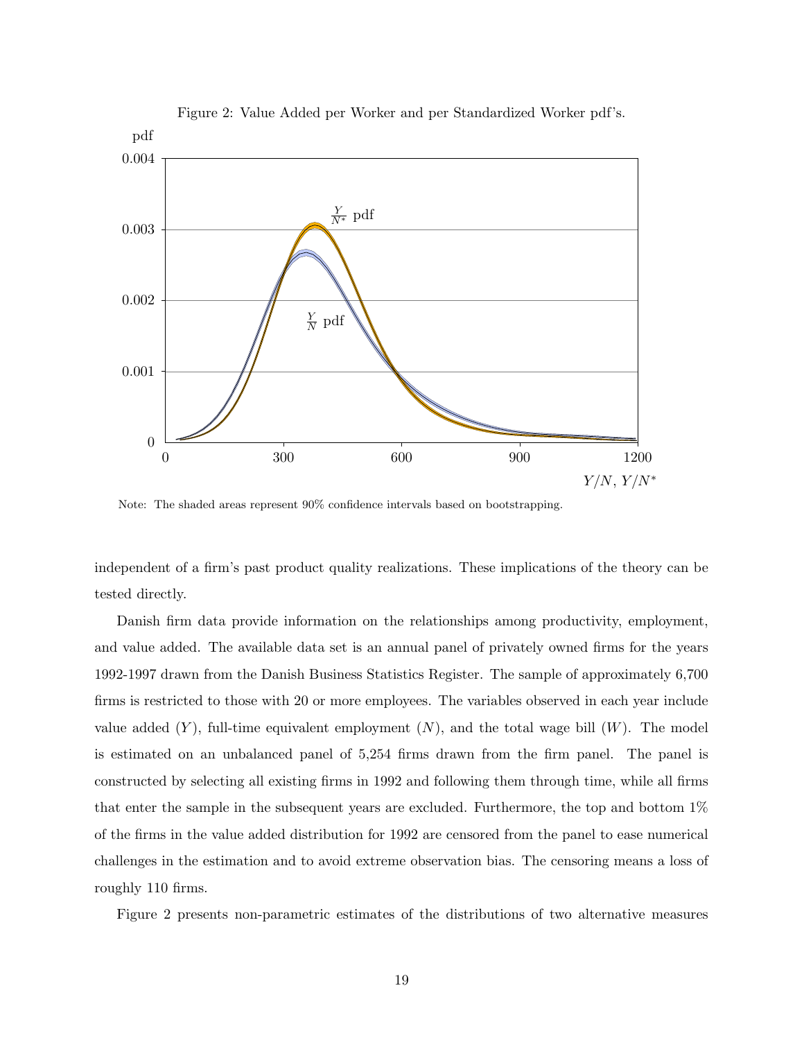Figure 2: Value Added per Worker and per Standardized Worker pdf's.

Note: The shaded areas represent 90% confidence intervals based on bootstrapping.

independent of a firm's past product quality realizations. These implications of the theory can be tested directly.

Danish firm data provide information on the relationships among productivity, employment, and value added. The available data set is an annual panel of privately owned firms for the years 1992-1997 drawn from the Danish Business Statistics Register. The sample of approximately 6,700 firms is restricted to those with 20 or more employees. The variables observed in each year include value added ($Y$), full-time equivalent employment ($N$), and the total wage bill ($W$). The model is estimated on an unbalanced panel of 5,254 firms drawn from the firm panel. The panel is constructed by selecting all existing firms in 1992 and following them through time, while all firms that enter the sample in the subsequent years are excluded. Furthermore, the top and bottom 1% of the firms in the value added distribution for 1992 are censored from the panel to ease numerical challenges in the estimation and to avoid extreme observation bias. The censoring means a loss of roughly 110 firms.

Figure 2 presents non-parametric estimates of the distributions of two alternative measures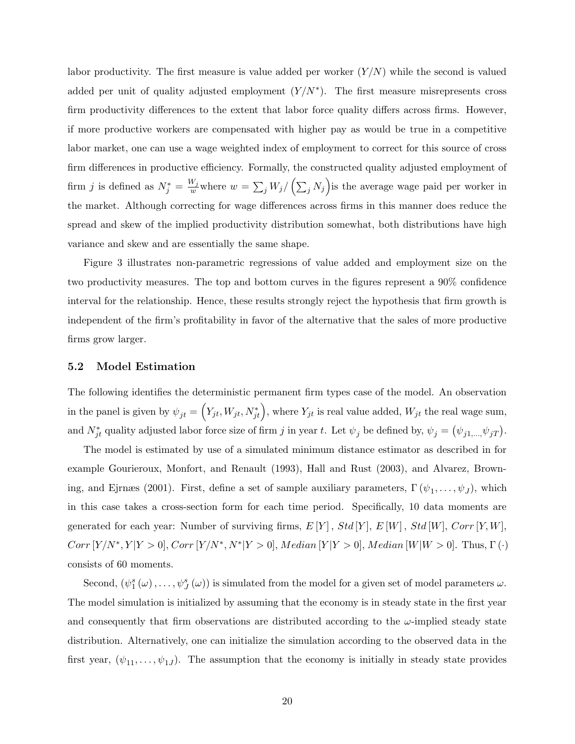labor productivity. The first measure is value added per worker ($Y/N$) while the second is valued added per unit of quality adjusted employment ($Y/N^*$). The first measure misrepresents cross firm productivity differences to the extent that labor force quality differs across firms. However, if more productive workers are compensated with higher pay as would be true in a competitive labor market, one can use a wage weighted index of employment to correct for this source of cross firm differences in productive efficiency. Formally, the constructed quality adjusted employment of firm $j$ is defined as $N_j^* = \frac{W_j}{w}$where $w = \sum_j W_j / \left(\sum_j N_j\right)$is the average wage paid per worker in the market. Although correcting for wage differences across firms in this manner does reduce the spread and skew of the implied productivity distribution somewhat, both distributions have high variance and skew and are essentially the same shape.

Figure 3 illustrates non-parametric regressions of value added and employment size on the two productivity measures. The top and bottom curves in the figures represent a 90% confidence interval for the relationship. Hence, these results strongly reject the hypothesis that firm growth is independent of the firm's profitability in favor of the alternative that the sales of more productive firms grow larger.

### 5.2 Model Estimation

The following identifies the deterministic permanent firm types case of the model. An observation in the panel is given by $\psi_{jt} = \left(Y_{jt}, W_{jt}, N_{jt}^*\right)$, where $Y_{jt}$ is real value added, $W_{jt}$ the real wage sum, and $N_{jt}^*$ quality adjusted labor force size of firm $j$ in year $t$. Let $\psi_j$ be defined by, $\psi_j = \left(\psi_{j1,\ldots,}\psi_{jT}\right)$.

The model is estimated by use of a simulated minimum distance estimator as described in for example Gourieroux, Monfort, and Renault (1993), Hall and Rust (2003), and Alvarez, Browning, and Ejrnæs (2001). First, define a set of sample auxiliary parameters, $\Gamma\left(\psi_1, \ldots, \psi_J\right)$, which in this case takes a cross-section form for each time period. Specifically, 10 data moments are generated for each year: Number of surviving firms, $E\left[Y\right]$, $Std\left[Y\right]$, $E\left[W\right]$, $Std\left[W\right]$, $Corr\left[Y, W\right]$, $Corr\left[Y/N^*, Y|Y>0\right]$, $Corr\left[Y/N^*, N^*|Y>0\right]$, $Median\left[Y|Y>0\right]$, $Median\left[W|W>0\right]$. Thus, $\Gamma\left(\cdot\right)$ consists of 60 moments.

Second, $\left(\psi_1^s\left(\omega\right), \ldots, \psi_J^s\left(\omega\right)\right)$ is simulated from the model for a given set of model parameters $\omega$. The model simulation is initialized by assuming that the economy is in steady state in the first year and consequently that firm observations are distributed according to the $\omega$-implied steady state distribution. Alternatively, one can initialize the simulation according to the observed data in the first year, $\left(\psi_{11}, \ldots, \psi_{1J}\right)$. The assumption that the economy is initially in steady state provides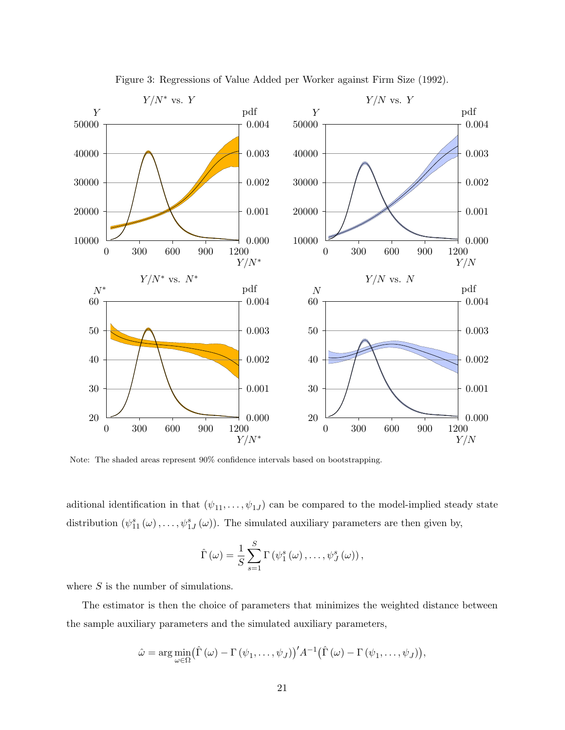Figure 3: Regressions of Value Added per Worker against Firm Size (1992).

Note: The shaded areas represent 90% confidence intervals based on bootstrapping.

aditional identification in that $(\psi_{11}, \ldots, \psi_{1J})$ can be compared to the model-implied steady state distribution $(\psi_{11}^s(\omega), \ldots, \psi_{1J}^s(\omega))$. The simulated auxiliary parameters are then given by,

$$\hat{\Gamma}(\omega) = \frac{1}{S} \sum_{s=1}^{S} \Gamma(\psi_1^s(\omega), \ldots, \psi_J^s(\omega)),$$

where $S$ is the number of simulations.

The estimator is then the choice of parameters that minimizes the weighted distance between the sample auxiliary parameters and the simulated auxiliary parameters,

$$\hat{\omega} = \arg\min_{\omega \in \Omega} \big(\hat{\Gamma}(\omega) - \Gamma(\psi_1, \ldots, \psi_J)\big)' A^{-1} \big(\hat{\Gamma}(\omega) - \Gamma(\psi_1, \ldots, \psi_J)\big),$$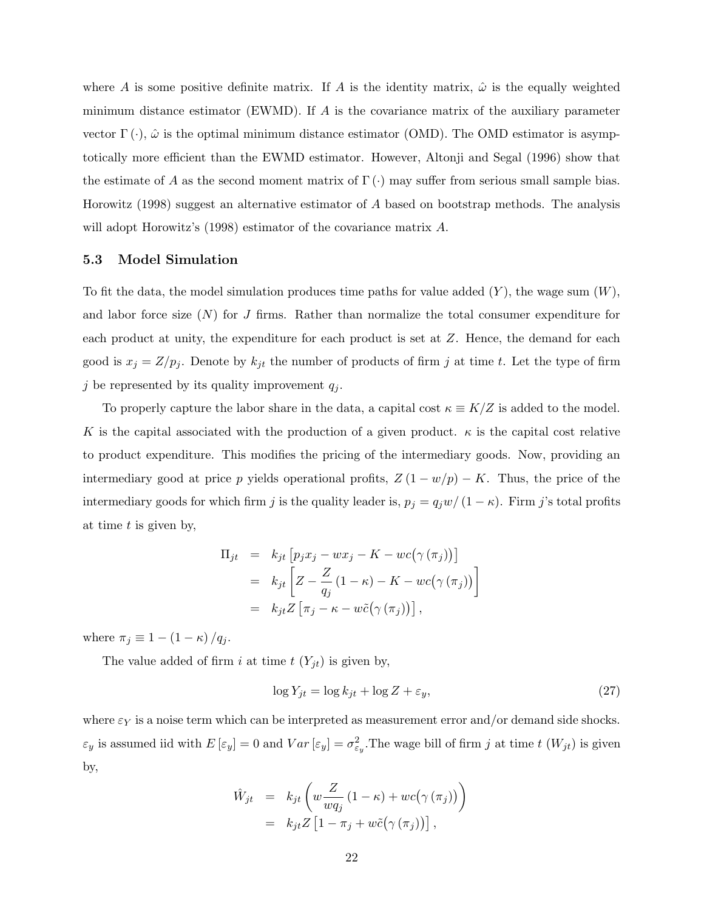where $A$ is some positive definite matrix. If $A$ is the identity matrix, $\hat{\omega}$ is the equally weighted minimum distance estimator (EWMD). If $A$ is the covariance matrix of the auxiliary parameter vector $\Gamma(\cdot)$, $\hat{\omega}$ is the optimal minimum distance estimator (OMD). The OMD estimator is asymptotically more efficient than the EWMD estimator. However, Altonji and Segal (1996) show that the estimate of $A$ as the second moment matrix of $\Gamma(\cdot)$ may suffer from serious small sample bias. Horowitz (1998) suggest an alternative estimator of $A$ based on bootstrap methods. The analysis will adopt Horowitz's (1998) estimator of the covariance matrix $A$.

### 5.3 Model Simulation

To fit the data, the model simulation produces time paths for value added ($Y$), the wage sum ($W$), and labor force size ($N$) for $J$ firms. Rather than normalize the total consumer expenditure for each product at unity, the expenditure for each product is set at $Z$. Hence, the demand for each good is $x_j = Z/p_j$. Denote by $k_{jt}$ the number of products of firm $j$ at time $t$. Let the type of firm $j$ be represented by its quality improvement $q_j$.

To properly capture the labor share in the data, a capital cost $\kappa \equiv K/Z$ is added to the model. $K$ is the capital associated with the production of a given product. $\kappa$ is the capital cost relative to product expenditure. This modifies the pricing of the intermediary goods. Now, providing an intermediary good at price $p$ yields operational profits, $Z(1 - w/p) - K$. Thus, the price of the intermediary goods for which firm $j$ is the quality leader is, $p_j = q_j w/(1-\kappa)$. Firm $j$'s total profits at time $t$ is given by,

$$
\begin{aligned}
\Pi_{jt} &= k_{jt}\left[p_j x_j - w x_j - K - wc\big(\gamma(\pi_j)\big)\right] \\
&= k_{jt}\left[Z - \frac{Z}{q_j}(1-\kappa) - K - wc\big(\gamma(\pi_j)\big)\right] \\
&= k_{jt} Z\left[\pi_j - \kappa - w\tilde{c}\big(\gamma(\pi_j)\big)\right],
\end{aligned}
$$

where $\pi_j \equiv 1 - (1-\kappa)/q_j$.

The value added of firm $i$ at time $t$ ($Y_{jt}$) is given by,

$$
\log Y_{jt} = \log k_{jt} + \log Z + \varepsilon_y, \tag{27}
$$

where $\varepsilon_Y$ is a noise term which can be interpreted as measurement error and/or demand side shocks. $\varepsilon_y$ is assumed iid with $E[\varepsilon_y] = 0$ and $Var[\varepsilon_y] = \sigma^2_{\varepsilon_y}$. The wage bill of firm $j$ at time $t$ ($W_{jt}$) is given by,

$$
\begin{aligned}
\hat{W}_{jt} &= k_{jt}\left(w\frac{Z}{wq_j}(1-\kappa) + wc\big(\gamma(\pi_j)\big)\right) \\
&= k_{jt} Z\left[1 - \pi_j + w\tilde{c}\big(\gamma(\pi_j)\big)\right],
\end{aligned}
$$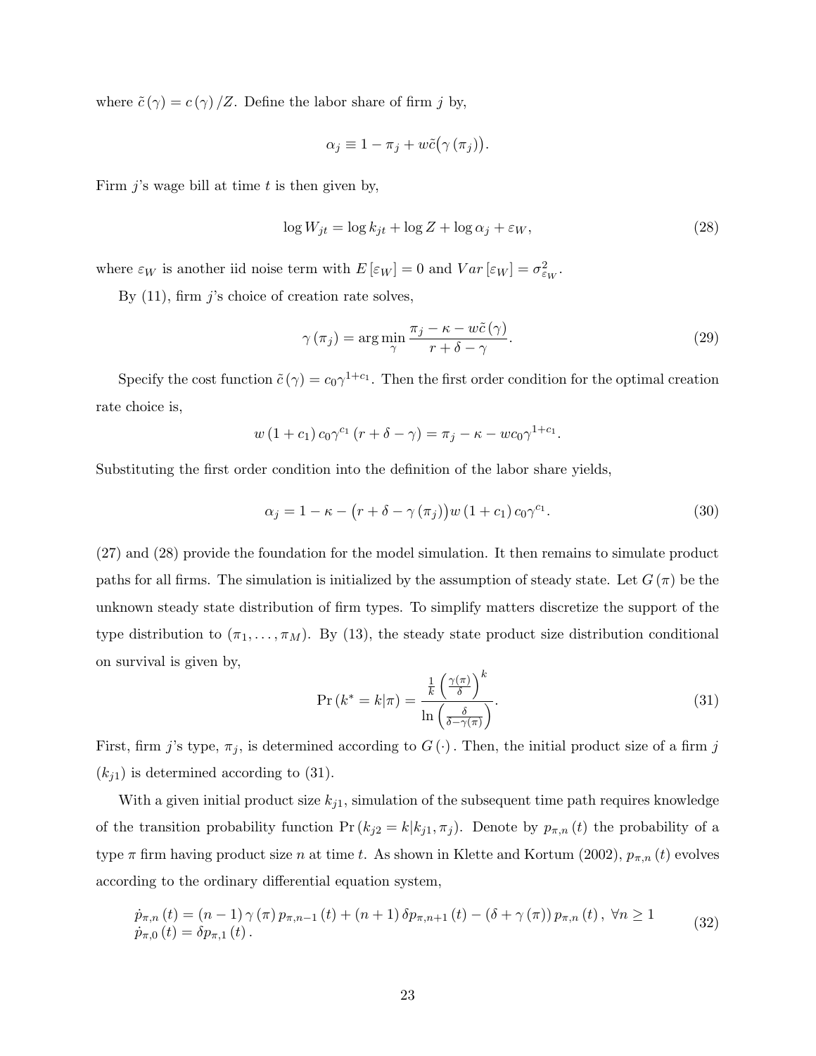where $\tilde{c}(\gamma) = c(\gamma)/Z$. Define the labor share of firm $j$ by,

$$\alpha_j \equiv 1 - \pi_j + w\tilde{c}\big(\gamma(\pi_j)\big).$$

Firm $j$'s wage bill at time $t$ is then given by,

$$\log W_{jt} = \log k_{jt} + \log Z + \log \alpha_j + \varepsilon_W, \tag{28}$$

where $\varepsilon_W$ is another iid noise term with $E[\varepsilon_W] = 0$ and $Var[\varepsilon_W] = \sigma^2_{\varepsilon_W}$.

By (11), firm $j$'s choice of creation rate solves,

$$\gamma(\pi_j) = \arg\min_{\gamma} \frac{\pi_j - \kappa - w\tilde{c}(\gamma)}{r + \delta - \gamma}. \tag{29}$$

Specify the cost function $\tilde{c}(\gamma) = c_0 \gamma^{1+c_1}$. Then the first order condition for the optimal creation rate choice is,

$$w(1 + c_1) c_0 \gamma^{c_1}(r + \delta - \gamma) = \pi_j - \kappa - w c_0 \gamma^{1+c_1}.$$

Substituting the first order condition into the definition of the labor share yields,

$$\alpha_j = 1 - \kappa - \big(r + \delta - \gamma(\pi_j)\big) w (1 + c_1) c_0 \gamma^{c_1}. \tag{30}$$

(27) and (28) provide the foundation for the model simulation. It then remains to simulate product paths for all firms. The simulation is initialized by the assumption of steady state. Let $G(\pi)$ be the unknown steady state distribution of firm types. To simplify matters discretize the support of the type distribution to $(\pi_1, \ldots, \pi_M)$. By (13), the steady state product size distribution conditional on survival is given by,

$$\Pr(k^* = k|\pi) = \frac{\frac{1}{k}\left(\frac{\gamma(\pi)}{\delta}\right)^k}{\ln\left(\frac{\delta}{\delta - \gamma(\pi)}\right)}. \tag{31}$$

First, firm $j$'s type, $\pi_j$, is determined according to $G(\cdot)$. Then, the initial product size of a firm $j$ ($k_{j1}$) is determined according to (31).

With a given initial product size $k_{j1}$, simulation of the subsequent time path requires knowledge of the transition probability function $\Pr(k_{j2} = k|k_{j1}, \pi_j)$. Denote by $p_{\pi,n}(t)$ the probability of a type $\pi$ firm having product size $n$ at time $t$. As shown in Klette and Kortum (2002), $p_{\pi,n}(t)$ evolves according to the ordinary differential equation system,

$$\begin{array}{l} \dot{p}_{\pi,n}(t) = (n-1)\gamma(\pi) p_{\pi,n-1}(t) + (n+1)\delta p_{\pi,n+1}(t) - (\delta + \gamma(\pi)) p_{\pi,n}(t), \ \forall n \geq 1 \\ \dot{p}_{\pi,0}(t) = \delta p_{\pi,1}(t). \end{array} \tag{32}$$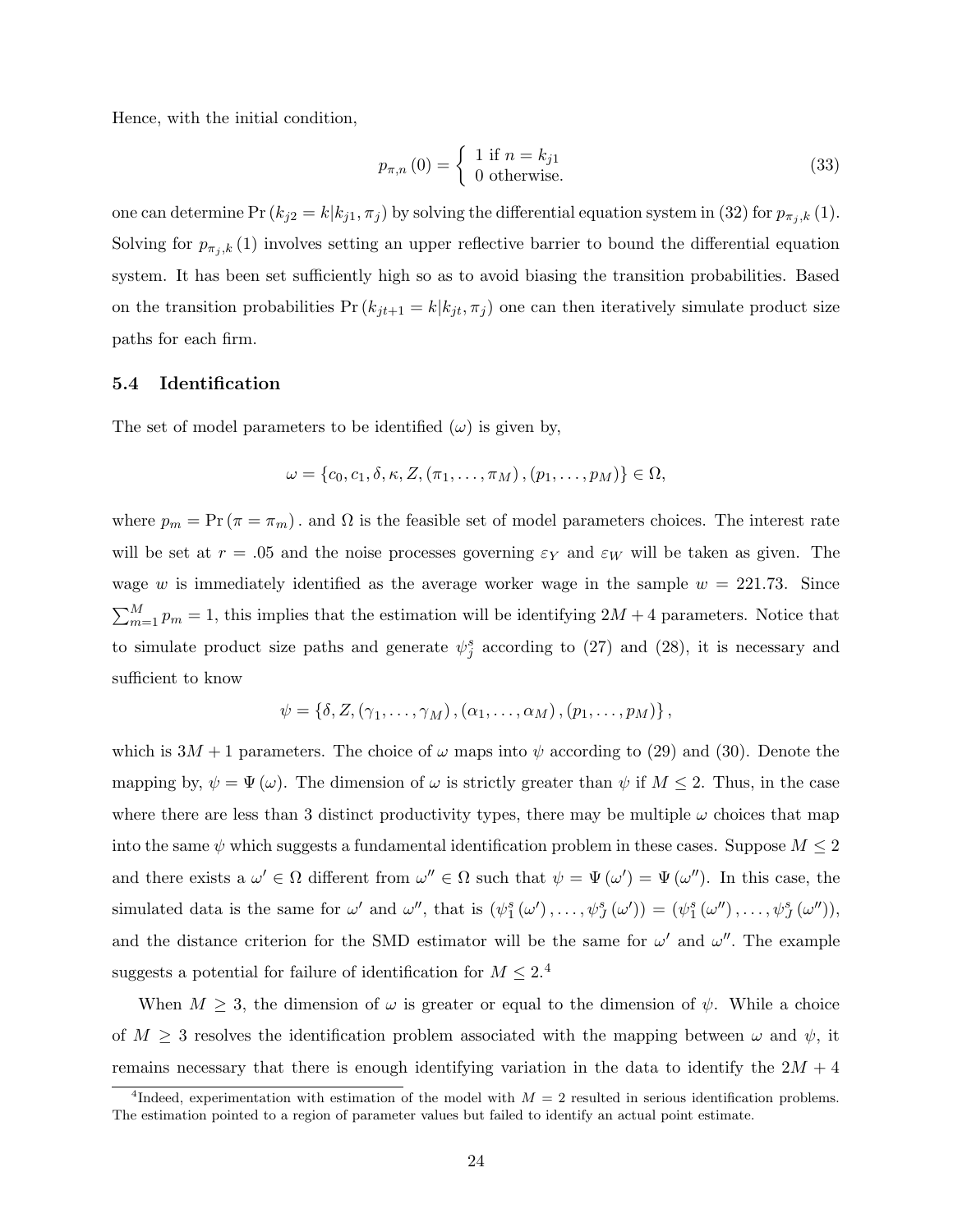Hence, with the initial condition,

$$p_{\pi,n}(0) = \begin{cases} 1 \text{ if } n = k_{j1} \\ 0 \text{ otherwise.} \end{cases} \tag{33}$$

one can determine $\Pr(k_{j2} = k | k_{j1}, \pi_j)$ by solving the differential equation system in (32) for $p_{\pi_j,k}(1)$. Solving for $p_{\pi_j,k}(1)$ involves setting an upper reflective barrier to bound the differential equation system. It has been set sufficiently high so as to avoid biasing the transition probabilities. Based on the transition probabilities $\Pr(k_{jt+1} = k | k_{jt}, \pi_j)$ one can then iteratively simulate product size paths for each firm.

### 5.4 Identification

The set of model parameters to be identified $(\omega)$ is given by,

$$\omega = \{c_0, c_1, \delta, \kappa, Z, (\pi_1, \ldots, \pi_M), (p_1, \ldots, p_M)\} \in \Omega,$$

where $p_m = \Pr(\pi = \pi_m)$. and $\Omega$ is the feasible set of model parameters choices. The interest rate will be set at $r = .05$ and the noise processes governing $\varepsilon_Y$ and $\varepsilon_W$ will be taken as given. The wage $w$ is immediately identified as the average worker wage in the sample $w = 221.73$. Since $\sum_{m=1}^{M} p_m = 1$, this implies that the estimation will be identifying $2M + 4$ parameters. Notice that to simulate product size paths and generate $\psi_j^s$ according to (27) and (28), it is necessary and sufficient to know

$$\psi = \{\delta, Z, (\gamma_1, \ldots, \gamma_M), (\alpha_1, \ldots, \alpha_M), (p_1, \ldots, p_M)\},$$

which is $3M + 1$ parameters. The choice of $\omega$ maps into $\psi$ according to (29) and (30). Denote the mapping by, $\psi = \Psi(\omega)$. The dimension of $\omega$ is strictly greater than $\psi$ if $M \leq 2$. Thus, in the case where there are less than 3 distinct productivity types, there may be multiple $\omega$ choices that map into the same $\psi$ which suggests a fundamental identification problem in these cases. Suppose $M \leq 2$ and there exists a $\omega' \in \Omega$ different from $\omega'' \in \Omega$ such that $\psi = \Psi(\omega') = \Psi(\omega'')$. In this case, the simulated data is the same for $\omega'$ and $\omega''$, that is $(\psi_1^s(\omega'), \ldots, \psi_J^s(\omega')) = (\psi_1^s(\omega''), \ldots, \psi_J^s(\omega''))$, and the distance criterion for the SMD estimator will be the same for $\omega'$ and $\omega''$. The example suggests a potential for failure of identification for $M \leq 2$.[4]

When $M \geq 3$, the dimension of $\omega$ is greater or equal to the dimension of $\psi$. While a choice of $M \geq 3$ resolves the identification problem associated with the mapping between $\omega$ and $\psi$, it remains necessary that there is enough identifying variation in the data to identify the $2M + 4$

[4] Indeed, experimentation with estimation of the model with $M = 2$ resulted in serious identification problems. The estimation pointed to a region of parameter values but failed to identify an actual point estimate.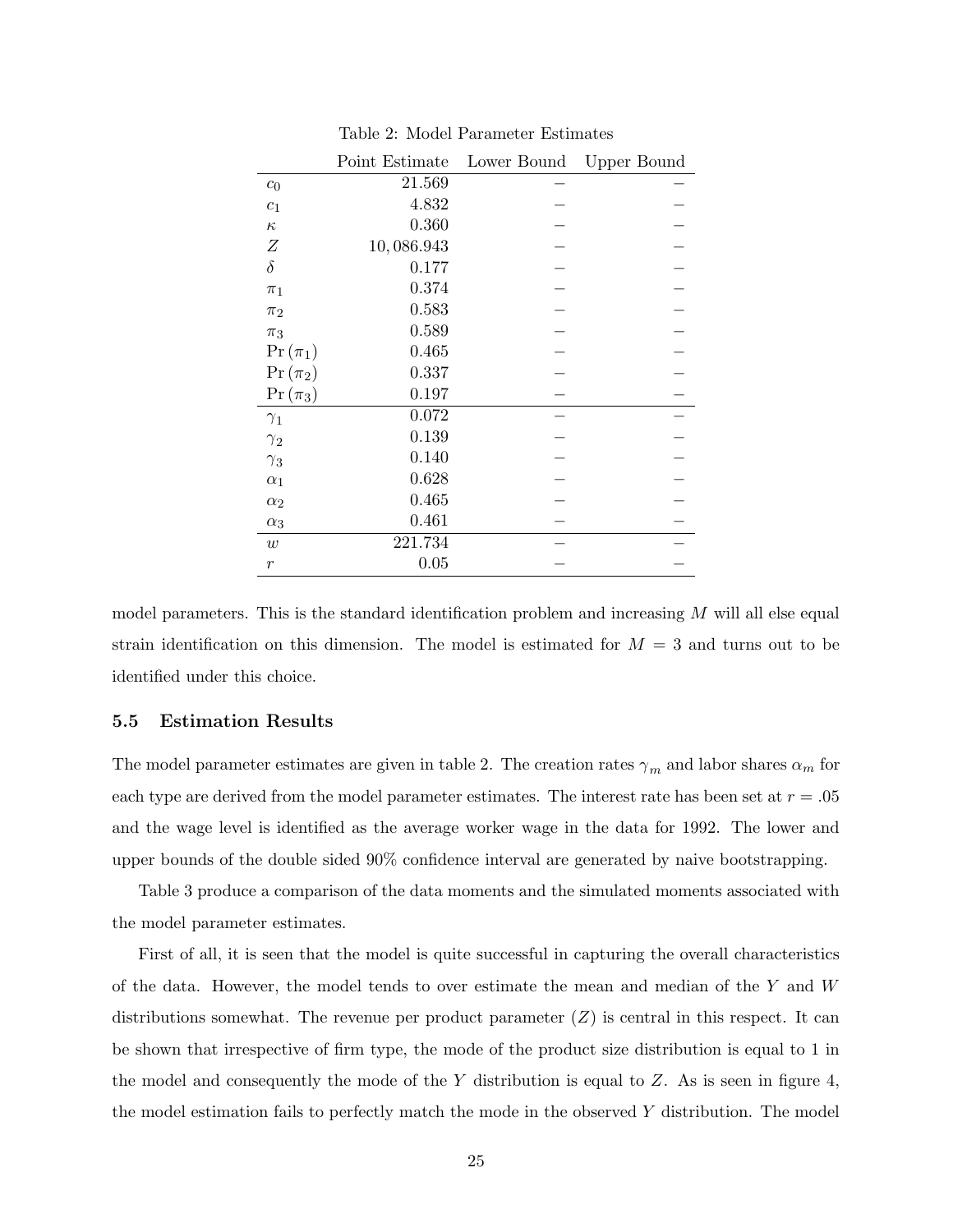Table 2: Model Parameter Estimates

| | Point Estimate | Lower Bound | Upper Bound |
|---|---|---|---|
| $c_0$ | 21.569 | – | – |
| $c_1$ | 4.832 | – | – |
| $\kappa$ | 0.360 | – | – |
| $Z$ | 10,086.943 | – | – |
| $\delta$ | 0.177 | – | – |
| $\pi_1$ | 0.374 | – | – |
| $\pi_2$ | 0.583 | – | – |
| $\pi_3$ | 0.589 | – | – |
| $\Pr(\pi_1)$ | 0.465 | – | – |
| $\Pr(\pi_2)$ | 0.337 | – | – |
| $\Pr(\pi_3)$ | 0.197 | – | – |
| $\gamma_1$ | 0.072 | – | – |
| $\gamma_2$ | 0.139 | – | – |
| $\gamma_3$ | 0.140 | – | – |
| $\alpha_1$ | 0.628 | – | – |
| $\alpha_2$ | 0.465 | – | – |
| $\alpha_3$ | 0.461 | – | – |
| $w$ | 221.734 | – | – |
| $r$ | 0.05 | – | – |

model parameters. This is the standard identification problem and increasing $M$ will all else equal strain identification on this dimension. The model is estimated for $M = 3$ and turns out to be identified under this choice.

### 5.5 Estimation Results

The model parameter estimates are given in table 2. The creation rates $\gamma_m$ and labor shares $\alpha_m$ for each type are derived from the model parameter estimates. The interest rate has been set at $r = .05$ and the wage level is identified as the average worker wage in the data for 1992. The lower and upper bounds of the double sided 90% confidence interval are generated by naive bootstrapping.

Table 3 produce a comparison of the data moments and the simulated moments associated with the model parameter estimates.

First of all, it is seen that the model is quite successful in capturing the overall characteristics of the data. However, the model tends to over estimate the mean and median of the $Y$ and $W$ distributions somewhat. The revenue per product parameter ($Z$) is central in this respect. It can be shown that irrespective of firm type, the mode of the product size distribution is equal to 1 in the model and consequently the mode of the $Y$ distribution is equal to $Z$. As is seen in figure 4, the model estimation fails to perfectly match the mode in the observed $Y$ distribution. The model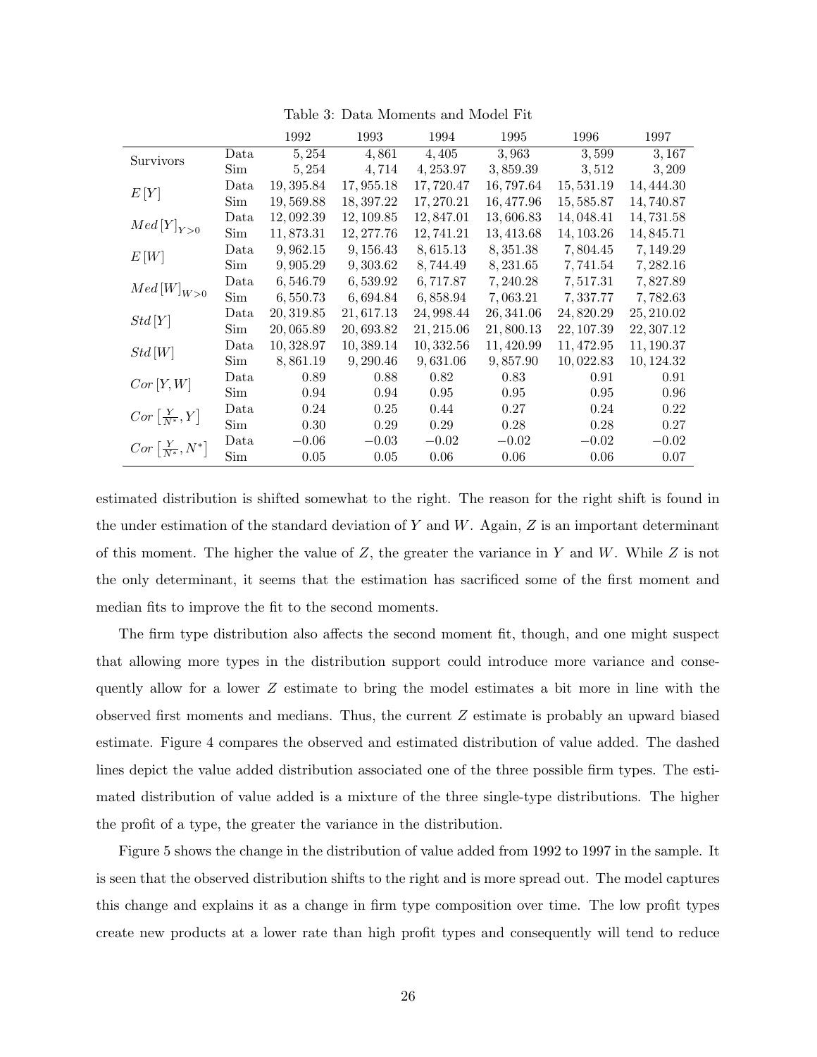Table 3: Data Moments and Model Fit

| | | 1992 | 1993 | 1994 | 1995 | 1996 | 1997 |
|---|---|---|---|---|---|---|---|
| Survivors | Data | 5,254 | 4,861 | 4,405 | 3,963 | 3,599 | 3,167 |
| | Sim | 5,254 | 4,714 | 4,253.97 | 3,859.39 | 3,512 | 3,209 |
| $E[Y]$ | Data | 19,395.84 | 17,955.18 | 17,720.47 | 16,797.64 | 15,531.19 | 14,444.30 |
| | Sim | 19,569.88 | 18,397.22 | 17,270.21 | 16,477.96 | 15,585.87 | 14,740.87 |
| $Med[Y]_{Y>0}$ | Data | 12,092.39 | 12,109.85 | 12,847.01 | 13,606.83 | 14,048.41 | 14,731.58 |
| | Sim | 11,873.31 | 12,277.76 | 12,741.21 | 13,413.68 | 14,103.26 | 14,845.71 |
| $E[W]$ | Data | 9,962.15 | 9,156.43 | 8,615.13 | 8,351.38 | 7,804.45 | 7,149.29 |
| | Sim | 9,905.29 | 9,303.62 | 8,744.49 | 8,231.65 | 7,741.54 | 7,282.16 |
| $Med[W]_{W>0}$ | Data | 6,546.79 | 6,539.92 | 6,717.87 | 7,240.28 | 7,517.31 | 7,827.89 |
| | Sim | 6,550.73 | 6,694.84 | 6,858.94 | 7,063.21 | 7,337.77 | 7,782.63 |
| $Std[Y]$ | Data | 20,319.85 | 21,617.13 | 24,998.44 | 26,341.06 | 24,820.29 | 25,210.02 |
| | Sim | 20,065.89 | 20,693.82 | 21,215.06 | 21,800.13 | 22,107.39 | 22,307.12 |
| $Std[W]$ | Data | 10,328.97 | 10,389.14 | 10,332.56 | 11,420.99 | 11,472.95 | 11,190.37 |
| | Sim | 8,861.19 | 9,290.46 | 9,631.06 | 9,857.90 | 10,022.83 | 10,124.32 |
| $Cor[Y,W]$ | Data | 0.89 | 0.88 | 0.82 | 0.83 | 0.91 | 0.91 |
| | Sim | 0.94 | 0.94 | 0.95 | 0.95 | 0.95 | 0.96 |
| $Cor\left[\frac{Y}{N^*}, Y\right]$ | Data | 0.24 | 0.25 | 0.44 | 0.27 | 0.24 | 0.22 |
| | Sim | 0.30 | 0.29 | 0.29 | 0.28 | 0.28 | 0.27 |
| $Cor\left[\frac{Y}{N^*}, N^*\right]$ | Data | $-0.06$ | $-0.03$ | $-0.02$ | $-0.02$ | $-0.02$ | $-0.02$ |
| | Sim | 0.05 | 0.05 | 0.06 | 0.06 | 0.06 | 0.07 |

estimated distribution is shifted somewhat to the right. The reason for the right shift is found in the under estimation of the standard deviation of $Y$ and $W$. Again, $Z$ is an important determinant of this moment. The higher the value of $Z$, the greater the variance in $Y$ and $W$. While $Z$ is not the only determinant, it seems that the estimation has sacrificed some of the first moment and median fits to improve the fit to the second moments.

The firm type distribution also affects the second moment fit, though, and one might suspect that allowing more types in the distribution support could introduce more variance and consequently allow for a lower $Z$ estimate to bring the model estimates a bit more in line with the observed first moments and medians. Thus, the current $Z$ estimate is probably an upward biased estimate. Figure 4 compares the observed and estimated distribution of value added. The dashed lines depict the value added distribution associated one of the three possible firm types. The estimated distribution of value added is a mixture of the three single-type distributions. The higher the profit of a type, the greater the variance in the distribution.

Figure 5 shows the change in the distribution of value added from 1992 to 1997 in the sample. It is seen that the observed distribution shifts to the right and is more spread out. The model captures this change and explains it as a change in firm type composition over time. The low profit types create new products at a lower rate than high profit types and consequently will tend to reduce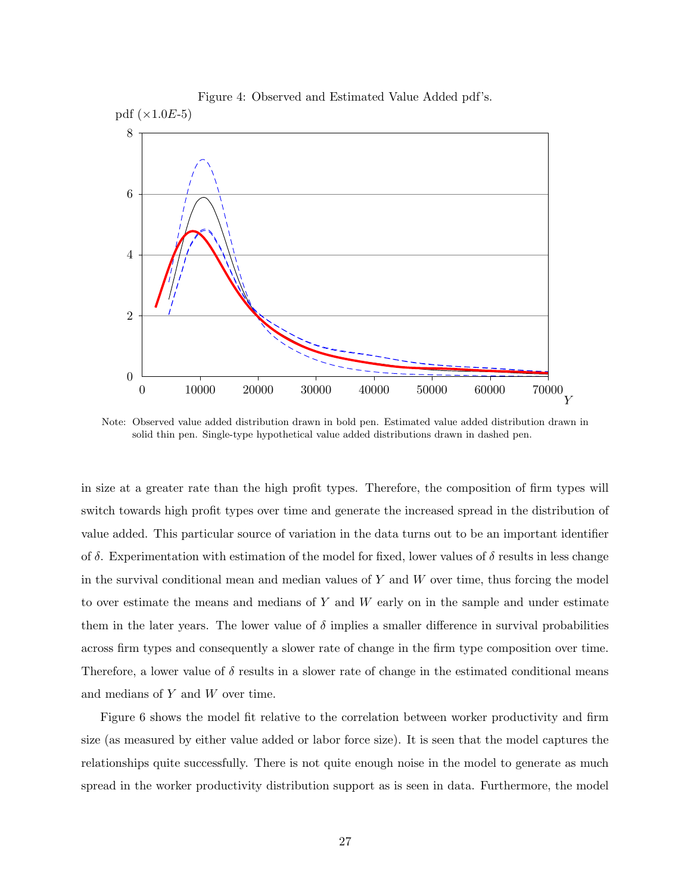Figure 4: Observed and Estimated Value Added pdf's.

Note: Observed value added distribution drawn in bold pen. Estimated value added distribution drawn in solid thin pen. Single-type hypothetical value added distributions drawn in dashed pen.

in size at a greater rate than the high profit types. Therefore, the composition of firm types will switch towards high profit types over time and generate the increased spread in the distribution of value added. This particular source of variation in the data turns out to be an important identifier of $\delta$. Experimentation with estimation of the model for fixed, lower values of $\delta$ results in less change in the survival conditional mean and median values of $Y$ and $W$ over time, thus forcing the model to over estimate the means and medians of $Y$ and $W$ early on in the sample and under estimate them in the later years. The lower value of $\delta$ implies a smaller difference in survival probabilities across firm types and consequently a slower rate of change in the firm type composition over time. Therefore, a lower value of $\delta$ results in a slower rate of change in the estimated conditional means and medians of $Y$ and $W$ over time.

Figure 6 shows the model fit relative to the correlation between worker productivity and firm size (as measured by either value added or labor force size). It is seen that the model captures the relationships quite successfully. There is not quite enough noise in the model to generate as much spread in the worker productivity distribution support as is seen in data. Furthermore, the model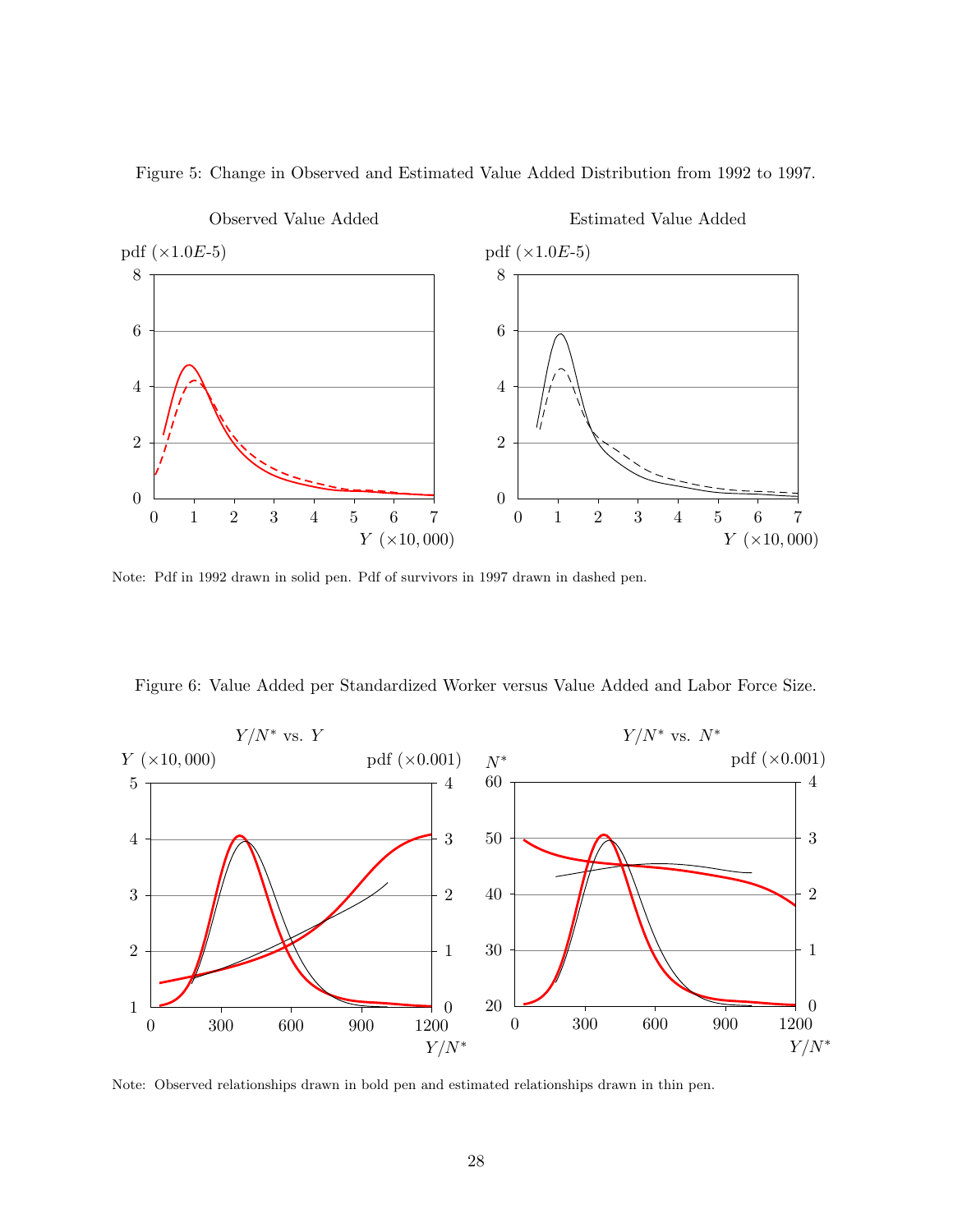Figure 5: Change in Observed and Estimated Value Added Distribution from 1992 to 1997.

Note: Pdf in 1992 drawn in solid pen. Pdf of survivors in 1997 drawn in dashed pen.

Figure 6: Value Added per Standardized Worker versus Value Added and Labor Force Size.

Note: Observed relationships drawn in bold pen and estimated relationships drawn in thin pen.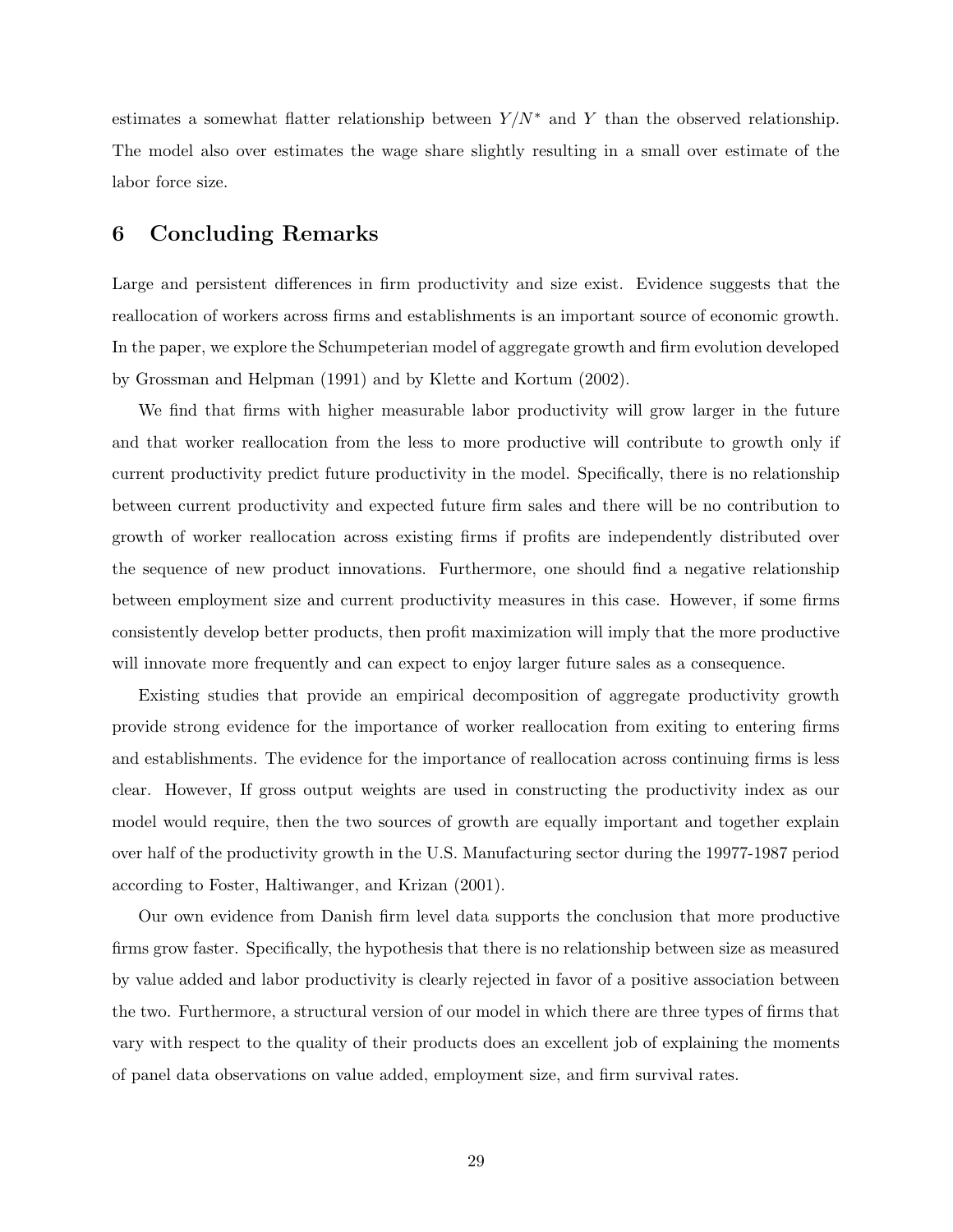estimates a somewhat flatter relationship between $Y/N^*$ and $Y$ than the observed relationship. The model also over estimates the wage share slightly resulting in a small over estimate of the labor force size.

## 6 Concluding Remarks

Large and persistent differences in firm productivity and size exist. Evidence suggests that the reallocation of workers across firms and establishments is an important source of economic growth. In the paper, we explore the Schumpeterian model of aggregate growth and firm evolution developed by Grossman and Helpman (1991) and by Klette and Kortum (2002).

We find that firms with higher measurable labor productivity will grow larger in the future and that worker reallocation from the less to more productive will contribute to growth only if current productivity predict future productivity in the model. Specifically, there is no relationship between current productivity and expected future firm sales and there will be no contribution to growth of worker reallocation across existing firms if profits are independently distributed over the sequence of new product innovations. Furthermore, one should find a negative relationship between employment size and current productivity measures in this case. However, if some firms consistently develop better products, then profit maximization will imply that the more productive will innovate more frequently and can expect to enjoy larger future sales as a consequence.

Existing studies that provide an empirical decomposition of aggregate productivity growth provide strong evidence for the importance of worker reallocation from exiting to entering firms and establishments. The evidence for the importance of reallocation across continuing firms is less clear. However, If gross output weights are used in constructing the productivity index as our model would require, then the two sources of growth are equally important and together explain over half of the productivity growth in the U.S. Manufacturing sector during the 19977-1987 period according to Foster, Haltiwanger, and Krizan (2001).

Our own evidence from Danish firm level data supports the conclusion that more productive firms grow faster. Specifically, the hypothesis that there is no relationship between size as measured by value added and labor productivity is clearly rejected in favor of a positive association between the two. Furthermore, a structural version of our model in which there are three types of firms that vary with respect to the quality of their products does an excellent job of explaining the moments of panel data observations on value added, employment size, and firm survival rates.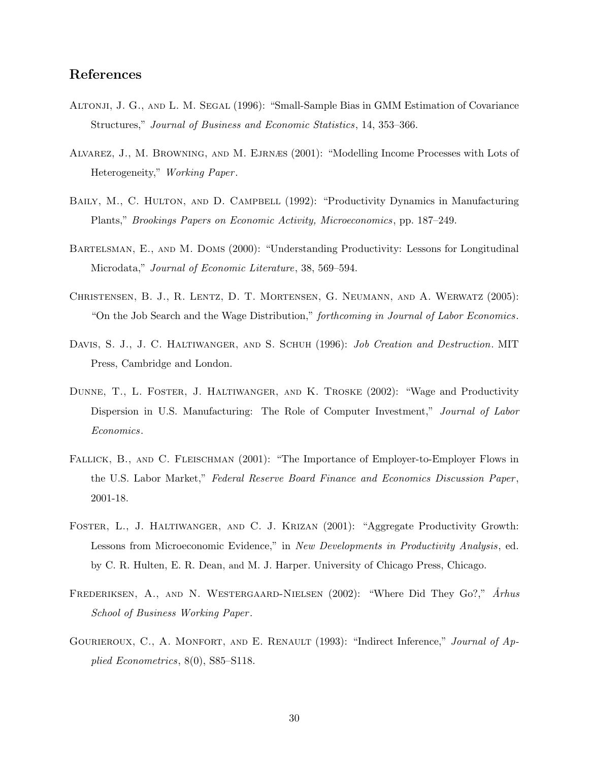## References

Altonji, J. G., and L. M. Segal (1996): "Small-Sample Bias in GMM Estimation of Covariance Structures," *Journal of Business and Economic Statistics*, 14, 353–366.

Alvarez, J., M. Browning, and M. Ejrnæs (2001): "Modelling Income Processes with Lots of Heterogeneity," *Working Paper*.

Baily, M., C. Hulton, and D. Campbell (1992): "Productivity Dynamics in Manufacturing Plants," *Brookings Papers on Economic Activity, Microeconomics*, pp. 187–249.

Bartelsman, E., and M. Doms (2000): "Understanding Productivity: Lessons for Longitudinal Microdata," *Journal of Economic Literature*, 38, 569–594.

Christensen, B. J., R. Lentz, D. T. Mortensen, G. Neumann, and A. Werwatz (2005): "On the Job Search and the Wage Distribution," *forthcoming in Journal of Labor Economics*.

Davis, S. J., J. C. Haltiwanger, and S. Schuh (1996): *Job Creation and Destruction*. MIT Press, Cambridge and London.

Dunne, T., L. Foster, J. Haltiwanger, and K. Troske (2002): "Wage and Productivity Dispersion in U.S. Manufacturing: The Role of Computer Investment," *Journal of Labor Economics*.

Fallick, B., and C. Fleischman (2001): "The Importance of Employer-to-Employer Flows in the U.S. Labor Market," *Federal Reserve Board Finance and Economics Discussion Paper*, 2001-18.

Foster, L., J. Haltiwanger, and C. J. Krizan (2001): "Aggregate Productivity Growth: Lessons from Microeconomic Evidence," in *New Developments in Productivity Analysis*, ed. by C. R. Hulten, E. R. Dean, and M. J. Harper. University of Chicago Press, Chicago.

Frederiksen, A., and N. Westergaard-Nielsen (2002): "Where Did They Go?," *Århus School of Business Working Paper*.

Gourieroux, C., A. Monfort, and E. Renault (1993): "Indirect Inference," *Journal of Applied Econometrics*, 8(0), S85–S118.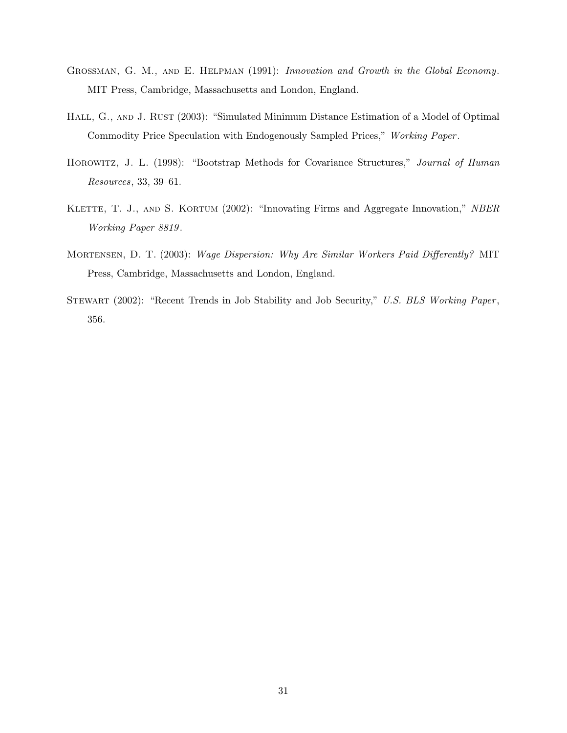Grossman, G. M., and E. Helpman (1991): *Innovation and Growth in the Global Economy*. MIT Press, Cambridge, Massachusetts and London, England.

Hall, G., and J. Rust (2003): "Simulated Minimum Distance Estimation of a Model of Optimal Commodity Price Speculation with Endogenously Sampled Prices," *Working Paper*.

Horowitz, J. L. (1998): "Bootstrap Methods for Covariance Structures," *Journal of Human Resources*, 33, 39–61.

Klette, T. J., and S. Kortum (2002): "Innovating Firms and Aggregate Innovation," *NBER Working Paper 8819*.

Mortensen, D. T. (2003): *Wage Dispersion: Why Are Similar Workers Paid Differently?* MIT Press, Cambridge, Massachusetts and London, England.

Stewart (2002): "Recent Trends in Job Stability and Job Security," *U.S. BLS Working Paper*, 356.